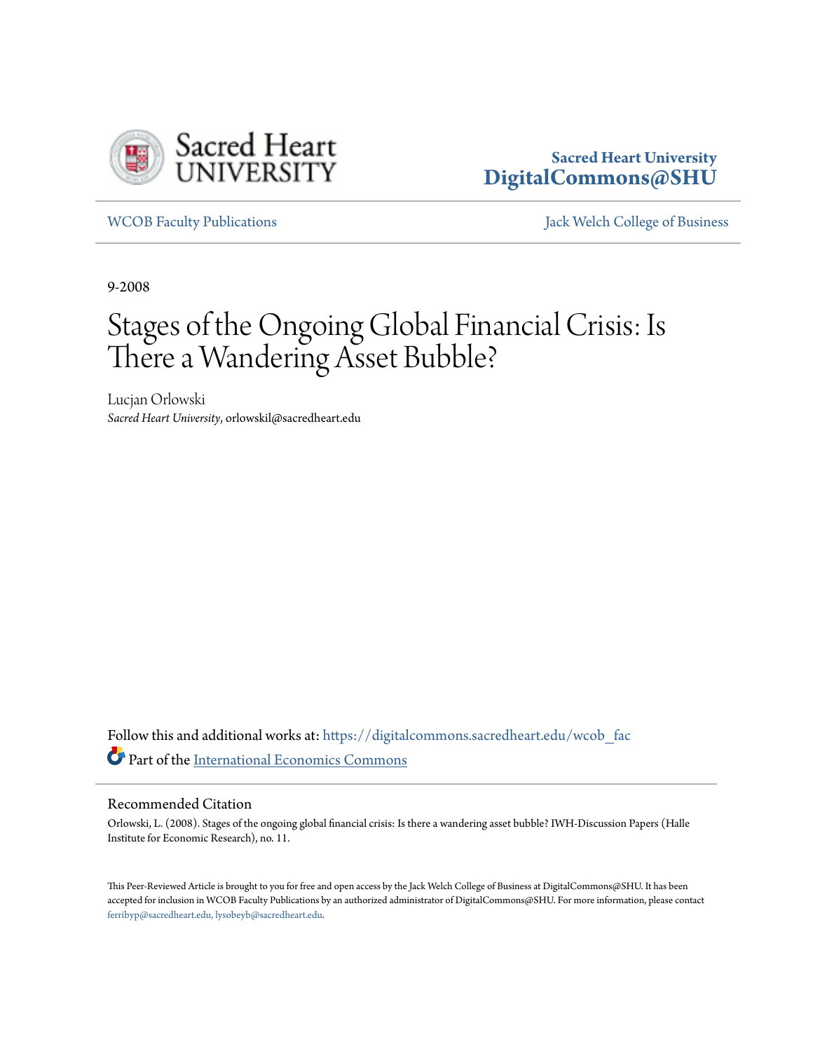Sacred Heart University
DigitalCommons@SHU

WCOB Faculty Publications

Jack Welch College of Business

9-2008

# Stages of the Ongoing Global Financial Crisis: Is There a Wandering Asset Bubble?

Lucjan Orlowski
*Sacred Heart University*, orlowskil@sacredheart.edu

Follow this and additional works at: https://digitalcommons.sacredheart.edu/wcob_fac

Part of the International Economics Commons

## Recommended Citation

Orlowski, L. (2008). Stages of the ongoing global financial crisis: Is there a wandering asset bubble? IWH-Discussion Papers (Halle Institute for Economic Research), no. 11.

This Peer-Reviewed Article is brought to you for free and open access by the Jack Welch College of Business at DigitalCommons@SHU. It has been accepted for inclusion in WCOB Faculty Publications by an authorized administrator of DigitalCommons@SHU. For more information, please contact ferribyp@sacredheart.edu, lysobeyb@sacredheart.edu.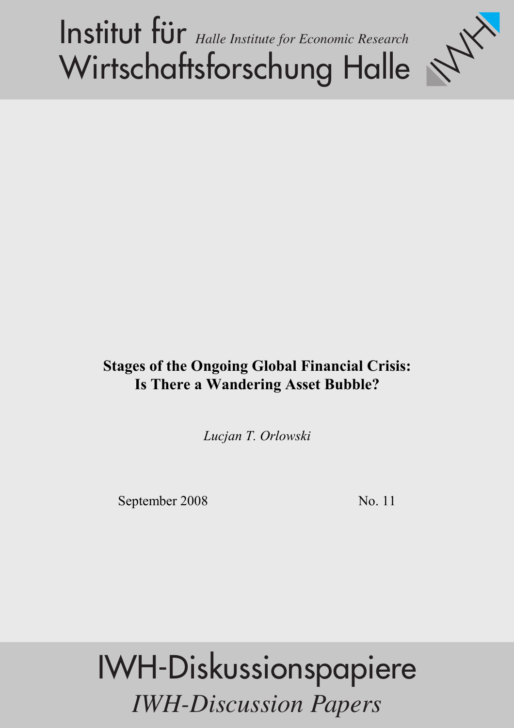# Institut für Wirtschaftsforschung Halle

*Halle Institute for Economic Research*

**Stages of the Ongoing Global Financial Crisis: Is There a Wandering Asset Bubble?**

*Lucjan T. Orlowski*

September 2008

No. 11

# IWH-Diskussionspapiere

*IWH-Discussion Papers*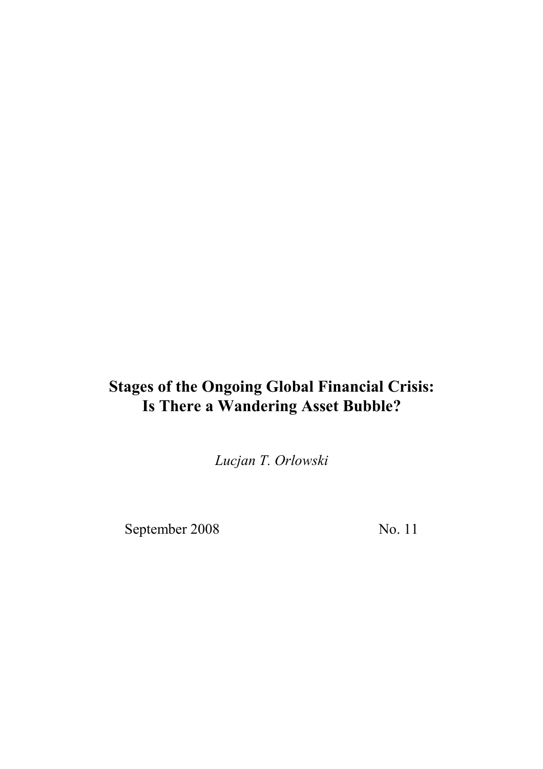# Stages of the Ongoing Global Financial Crisis: Is There a Wandering Asset Bubble?

*Lucjan T. Orlowski*

September 2008 No. 11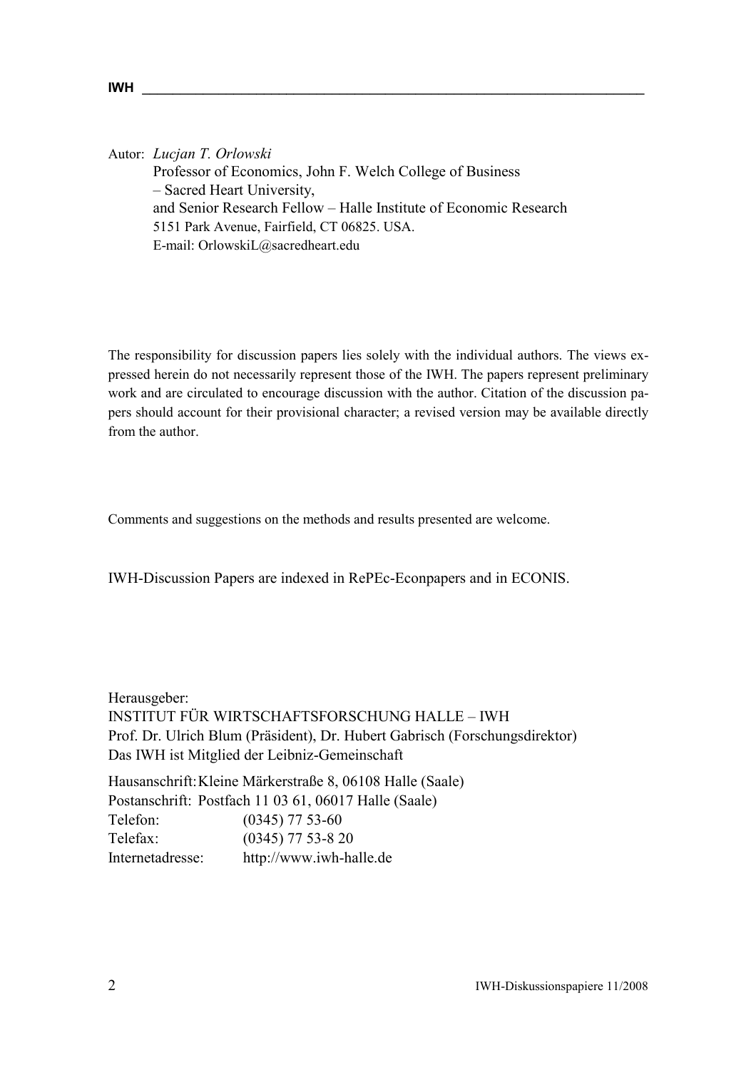Autor: *Lucjan T. Orlowski*
Professor of Economics, John F. Welch College of Business
– Sacred Heart University,
and Senior Research Fellow – Halle Institute of Economic Research
5151 Park Avenue, Fairfield, CT 06825. USA.
E-mail: OrlowskiL@sacredheart.edu

The responsibility for discussion papers lies solely with the individual authors. The views expressed herein do not necessarily represent those of the IWH. The papers represent preliminary work and are circulated to encourage discussion with the author. Citation of the discussion papers should account for their provisional character; a revised version may be available directly from the author.

Comments and suggestions on the methods and results presented are welcome.

IWH-Discussion Papers are indexed in RePEc-Econpapers and in ECONIS.

Herausgeber:
INSTITUT FÜR WIRTSCHAFTSFORSCHUNG HALLE – IWH
Prof. Dr. Ulrich Blum (Präsident), Dr. Hubert Gabrisch (Forschungsdirektor)
Das IWH ist Mitglied der Leibniz-Gemeinschaft

Hausanschrift: Kleine Märkerstraße 8, 06108 Halle (Saale)
Postanschrift: Postfach 11 03 61, 06017 Halle (Saale)
Telefon: (0345) 77 53-60
Telefax: (0345) 77 53-8 20
Internetadresse: http://www.iwh-halle.de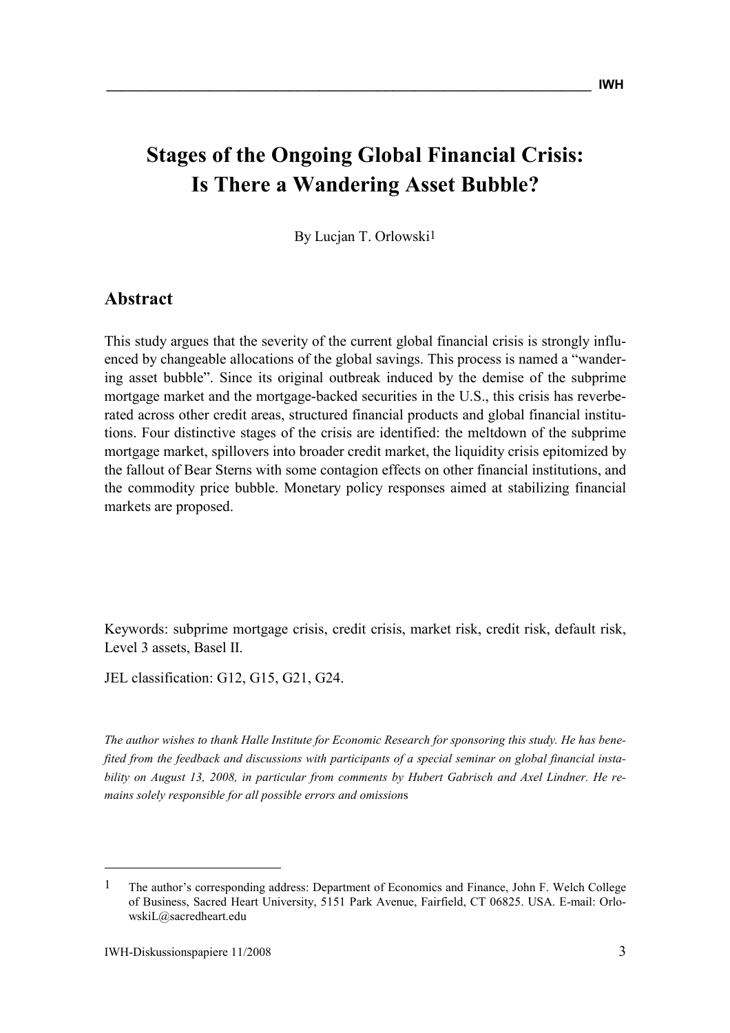# Stages of the Ongoing Global Financial Crisis: Is There a Wandering Asset Bubble?

By Lucjan T. Orlowski[1]

## Abstract

This study argues that the severity of the current global financial crisis is strongly influenced by changeable allocations of the global savings. This process is named a "wandering asset bubble". Since its original outbreak induced by the demise of the subprime mortgage market and the mortgage-backed securities in the U.S., this crisis has reverberated across other credit areas, structured financial products and global financial institutions. Four distinctive stages of the crisis are identified: the meltdown of the subprime mortgage market, spillovers into broader credit market, the liquidity crisis epitomized by the fallout of Bear Sterns with some contagion effects on other financial institutions, and the commodity price bubble. Monetary policy responses aimed at stabilizing financial markets are proposed.

Keywords: subprime mortgage crisis, credit crisis, market risk, credit risk, default risk, Level 3 assets, Basel II.

JEL classification: G12, G15, G21, G24.

*The author wishes to thank Halle Institute for Economic Research for sponsoring this study. He has benefited from the feedback and discussions with participants of a special seminar on global financial instability on August 13, 2008, in particular from comments by Hubert Gabrisch and Axel Lindner. He remains solely responsible for all possible errors and omissions*

---

[1] The author's corresponding address: Department of Economics and Finance, John F. Welch College of Business, Sacred Heart University, 5151 Park Avenue, Fairfield, CT 06825. USA. E-mail: OrlowskiL@sacredheart.edu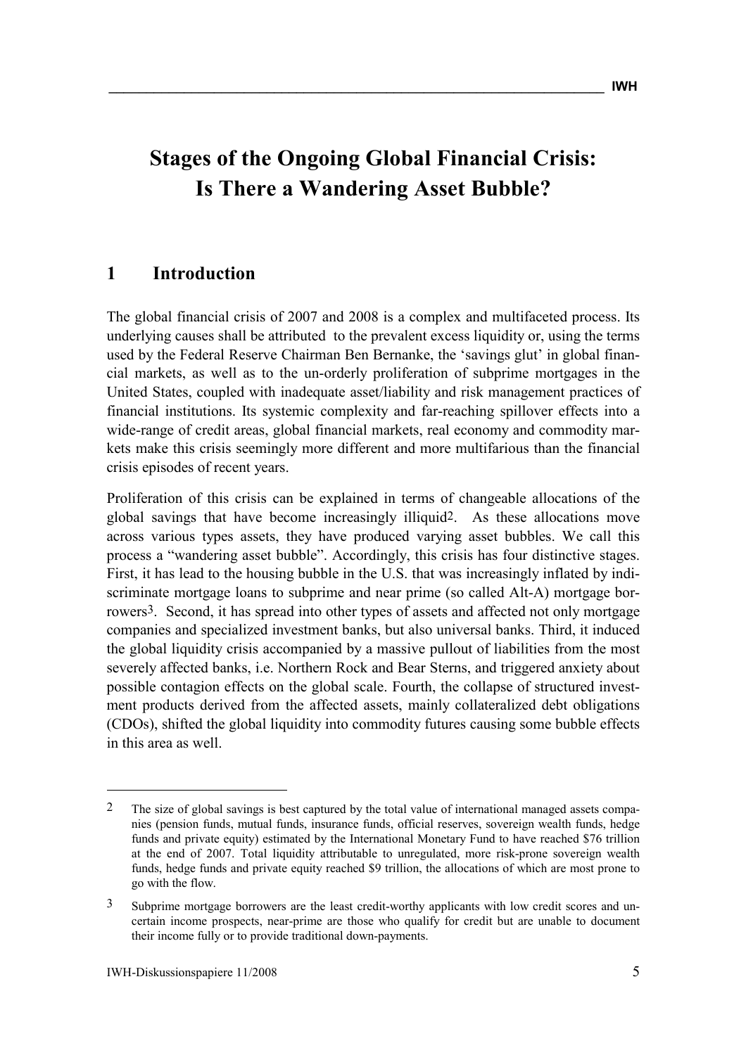# Stages of the Ongoing Global Financial Crisis: Is There a Wandering Asset Bubble?

## 1 Introduction

The global financial crisis of 2007 and 2008 is a complex and multifaceted process. Its underlying causes shall be attributed to the prevalent excess liquidity or, using the terms used by the Federal Reserve Chairman Ben Bernanke, the 'savings glut' in global financial markets, as well as to the un-orderly proliferation of subprime mortgages in the United States, coupled with inadequate asset/liability and risk management practices of financial institutions. Its systemic complexity and far-reaching spillover effects into a wide-range of credit areas, global financial markets, real economy and commodity markets make this crisis seemingly more different and more multifarious than the financial crisis episodes of recent years.

Proliferation of this crisis can be explained in terms of changeable allocations of the global savings that have become increasingly illiquid[2]. As these allocations move across various types assets, they have produced varying asset bubbles. We call this process a "wandering asset bubble". Accordingly, this crisis has four distinctive stages. First, it has lead to the housing bubble in the U.S. that was increasingly inflated by indiscriminate mortgage loans to subprime and near prime (so called Alt-A) mortgage borrowers[3]. Second, it has spread into other types of assets and affected not only mortgage companies and specialized investment banks, but also universal banks. Third, it induced the global liquidity crisis accompanied by a massive pullout of liabilities from the most severely affected banks, i.e. Northern Rock and Bear Sterns, and triggered anxiety about possible contagion effects on the global scale. Fourth, the collapse of structured investment products derived from the affected assets, mainly collateralized debt obligations (CDOs), shifted the global liquidity into commodity futures causing some bubble effects in this area as well.

---

[2] The size of global savings is best captured by the total value of international managed assets companies (pension funds, mutual funds, insurance funds, official reserves, sovereign wealth funds, hedge funds and private equity) estimated by the International Monetary Fund to have reached $76 trillion at the end of 2007. Total liquidity attributable to unregulated, more risk-prone sovereign wealth funds, hedge funds and private equity reached $9 trillion, the allocations of which are most prone to go with the flow.

[3] Subprime mortgage borrowers are the least credit-worthy applicants with low credit scores and uncertain income prospects, near-prime are those who qualify for credit but are unable to document their income fully or to provide traditional down-payments.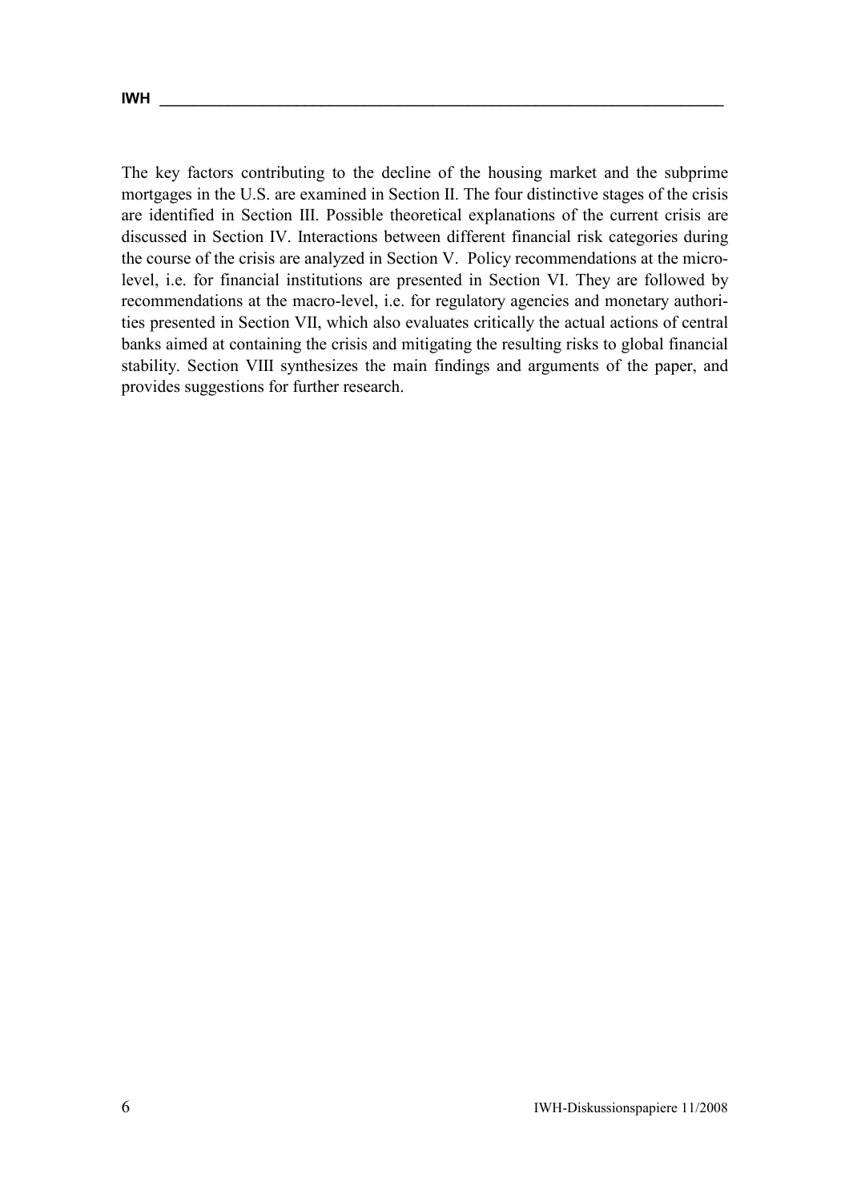The key factors contributing to the decline of the housing market and the subprime mortgages in the U.S. are examined in Section II. The four distinctive stages of the crisis are identified in Section III. Possible theoretical explanations of the current crisis are discussed in Section IV. Interactions between different financial risk categories during the course of the crisis are analyzed in Section V. Policy recommendations at the micro-level, i.e. for financial institutions are presented in Section VI. They are followed by recommendations at the macro-level, i.e. for regulatory agencies and monetary authorities presented in Section VII, which also evaluates critically the actual actions of central banks aimed at containing the crisis and mitigating the resulting risks to global financial stability. Section VIII synthesizes the main findings and arguments of the paper, and provides suggestions for further research.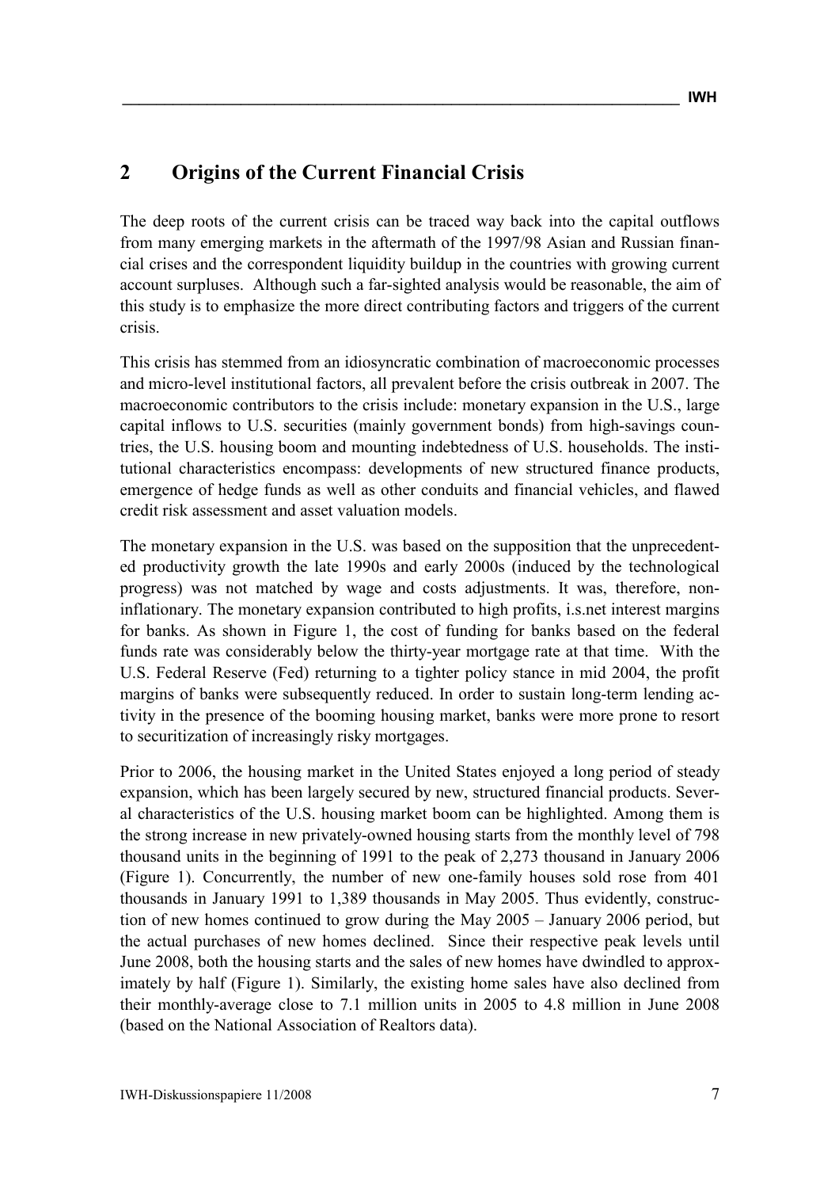## 2 Origins of the Current Financial Crisis

The deep roots of the current crisis can be traced way back into the capital outflows from many emerging markets in the aftermath of the 1997/98 Asian and Russian financial crises and the correspondent liquidity buildup in the countries with growing current account surpluses. Although such a far-sighted analysis would be reasonable, the aim of this study is to emphasize the more direct contributing factors and triggers of the current crisis.

This crisis has stemmed from an idiosyncratic combination of macroeconomic processes and micro-level institutional factors, all prevalent before the crisis outbreak in 2007. The macroeconomic contributors to the crisis include: monetary expansion in the U.S., large capital inflows to U.S. securities (mainly government bonds) from high-savings countries, the U.S. housing boom and mounting indebtedness of U.S. households. The institutional characteristics encompass: developments of new structured finance products, emergence of hedge funds as well as other conduits and financial vehicles, and flawed credit risk assessment and asset valuation models.

The monetary expansion in the U.S. was based on the supposition that the unprecedented productivity growth the late 1990s and early 2000s (induced by the technological progress) was not matched by wage and costs adjustments. It was, therefore, non-inflationary. The monetary expansion contributed to high profits, i.s.net interest margins for banks. As shown in Figure 1, the cost of funding for banks based on the federal funds rate was considerably below the thirty-year mortgage rate at that time. With the U.S. Federal Reserve (Fed) returning to a tighter policy stance in mid 2004, the profit margins of banks were subsequently reduced. In order to sustain long-term lending activity in the presence of the booming housing market, banks were more prone to resort to securitization of increasingly risky mortgages.

Prior to 2006, the housing market in the United States enjoyed a long period of steady expansion, which has been largely secured by new, structured financial products. Several characteristics of the U.S. housing market boom can be highlighted. Among them is the strong increase in new privately-owned housing starts from the monthly level of 798 thousand units in the beginning of 1991 to the peak of 2,273 thousand in January 2006 (Figure 1). Concurrently, the number of new one-family houses sold rose from 401 thousands in January 1991 to 1,389 thousands in May 2005. Thus evidently, construction of new homes continued to grow during the May 2005 – January 2006 period, but the actual purchases of new homes declined. Since their respective peak levels until June 2008, both the housing starts and the sales of new homes have dwindled to approximately by half (Figure 1). Similarly, the existing home sales have also declined from their monthly-average close to 7.1 million units in 2005 to 4.8 million in June 2008 (based on the National Association of Realtors data).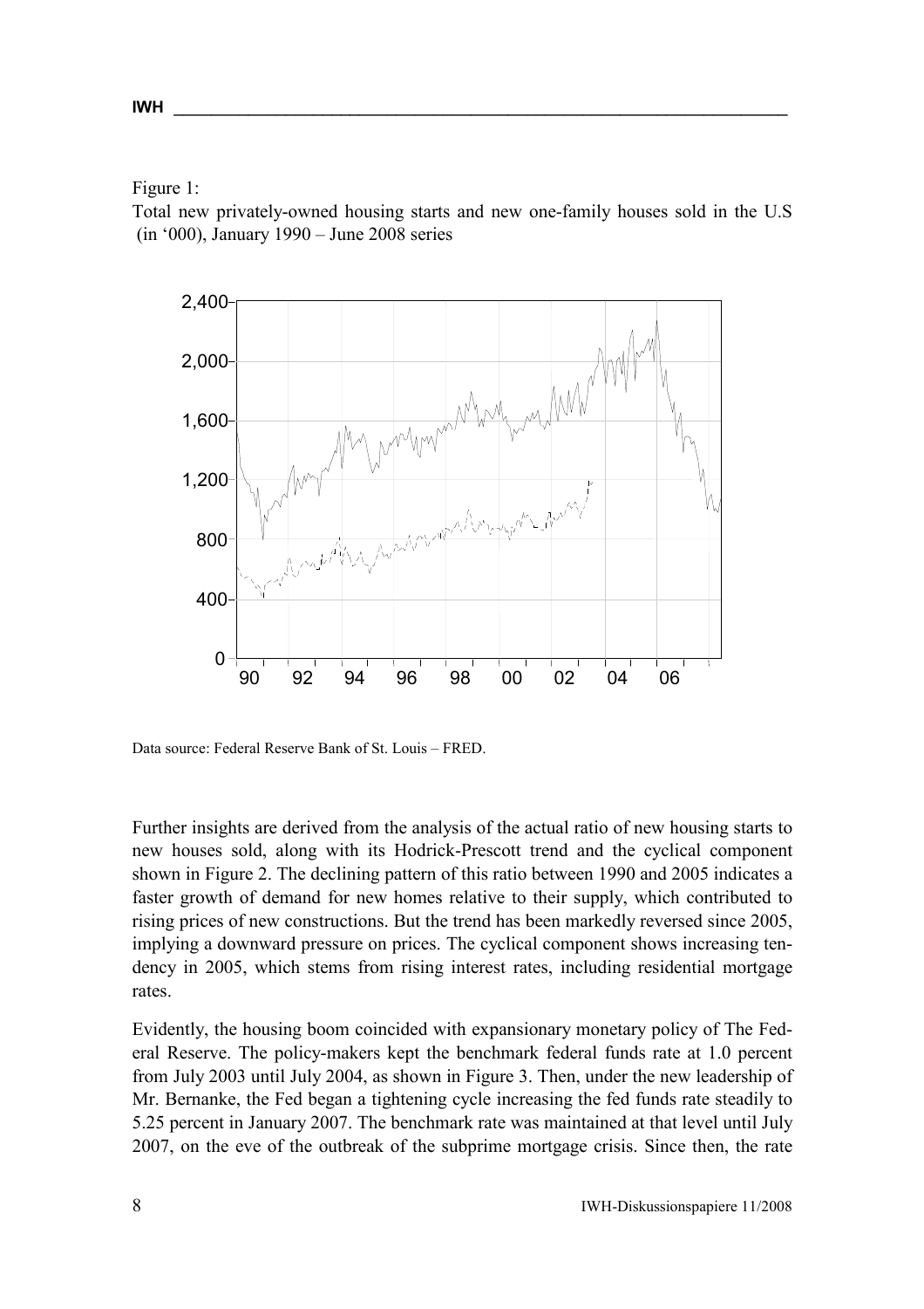Figure 1:
Total new privately-owned housing starts and new one-family houses sold in the U.S (in '000), January 1990 – June 2008 series

Data source: Federal Reserve Bank of St. Louis – FRED.

Further insights are derived from the analysis of the actual ratio of new housing starts to new houses sold, along with its Hodrick-Prescott trend and the cyclical component shown in Figure 2. The declining pattern of this ratio between 1990 and 2005 indicates a faster growth of demand for new homes relative to their supply, which contributed to rising prices of new constructions. But the trend has been markedly reversed since 2005, implying a downward pressure on prices. The cyclical component shows increasing tendency in 2005, which stems from rising interest rates, including residential mortgage rates.

Evidently, the housing boom coincided with expansionary monetary policy of The Federal Reserve. The policy-makers kept the benchmark federal funds rate at 1.0 percent from July 2003 until July 2004, as shown in Figure 3. Then, under the new leadership of Mr. Bernanke, the Fed began a tightening cycle increasing the fed funds rate steadily to 5.25 percent in January 2007. The benchmark rate was maintained at that level until July 2007, on the eve of the outbreak of the subprime mortgage crisis. Since then, the rate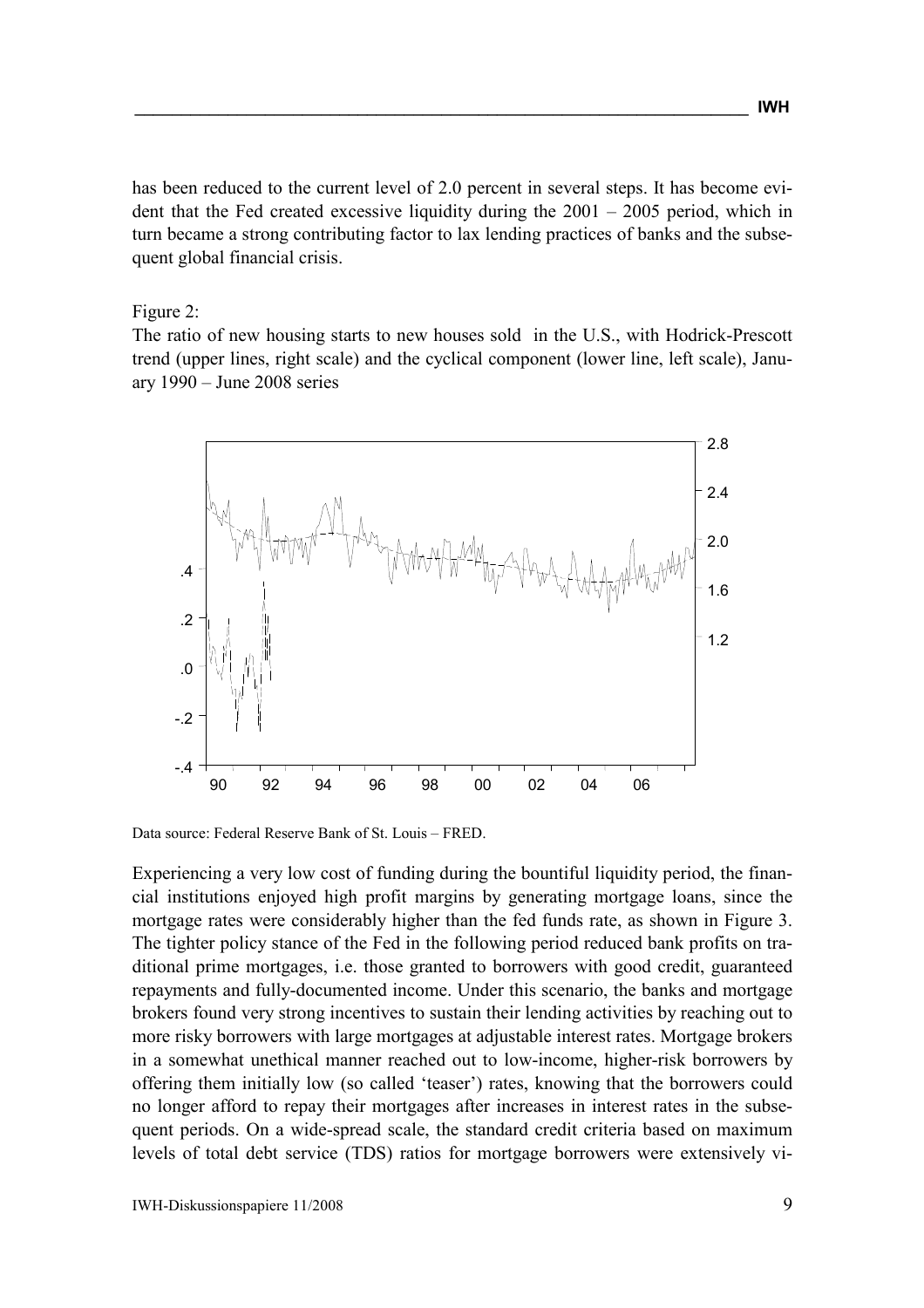has been reduced to the current level of 2.0 percent in several steps. It has become evident that the Fed created excessive liquidity during the 2001 – 2005 period, which in turn became a strong contributing factor to lax lending practices of banks and the subsequent global financial crisis.

Figure 2:
The ratio of new housing starts to new houses sold in the U.S., with Hodrick-Prescott trend (upper lines, right scale) and the cyclical component (lower line, left scale), January 1990 – June 2008 series

Data source: Federal Reserve Bank of St. Louis – FRED.

Experiencing a very low cost of funding during the bountiful liquidity period, the financial institutions enjoyed high profit margins by generating mortgage loans, since the mortgage rates were considerably higher than the fed funds rate, as shown in Figure 3. The tighter policy stance of the Fed in the following period reduced bank profits on traditional prime mortgages, i.e. those granted to borrowers with good credit, guaranteed repayments and fully-documented income. Under this scenario, the banks and mortgage brokers found very strong incentives to sustain their lending activities by reaching out to more risky borrowers with large mortgages at adjustable interest rates. Mortgage brokers in a somewhat unethical manner reached out to low-income, higher-risk borrowers by offering them initially low (so called 'teaser') rates, knowing that the borrowers could no longer afford to repay their mortgages after increases in interest rates in the subsequent periods. On a wide-spread scale, the standard credit criteria based on maximum levels of total debt service (TDS) ratios for mortgage borrowers were extensively vi-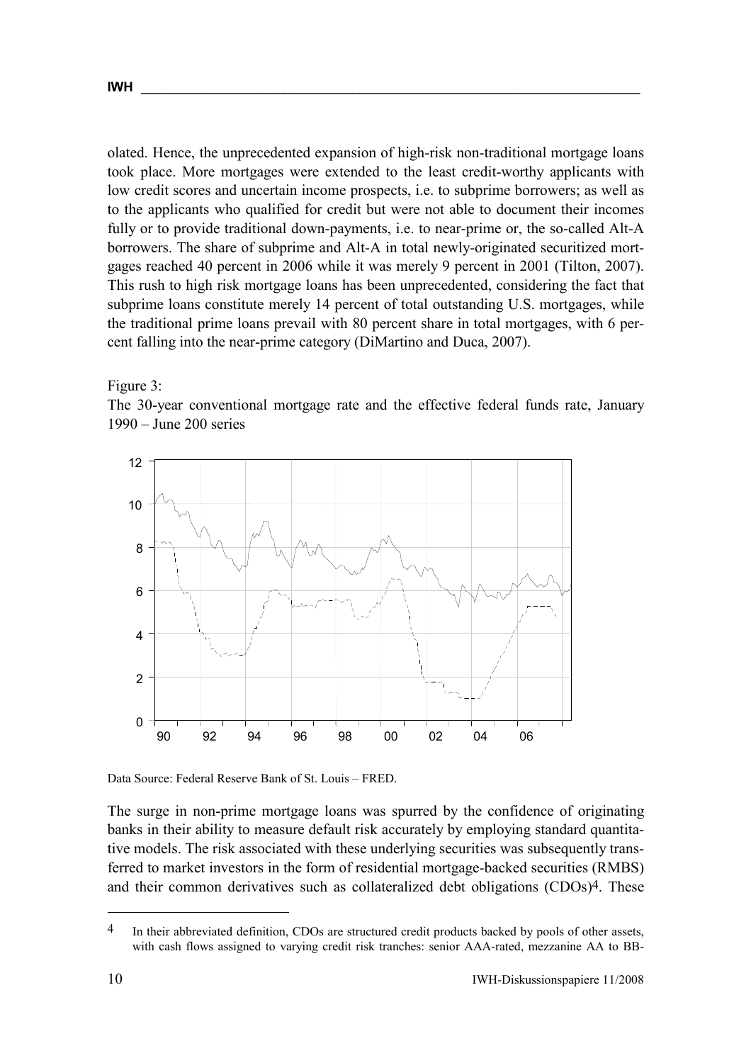olated. Hence, the unprecedented expansion of high-risk non-traditional mortgage loans took place. More mortgages were extended to the least credit-worthy applicants with low credit scores and uncertain income prospects, i.e. to subprime borrowers; as well as to the applicants who qualified for credit but were not able to document their incomes fully or to provide traditional down-payments, i.e. to near-prime or, the so-called Alt-A borrowers. The share of subprime and Alt-A in total newly-originated securitized mortgages reached 40 percent in 2006 while it was merely 9 percent in 2001 (Tilton, 2007). This rush to high risk mortgage loans has been unprecedented, considering the fact that subprime loans constitute merely 14 percent of total outstanding U.S. mortgages, while the traditional prime loans prevail with 80 percent share in total mortgages, with 6 percent falling into the near-prime category (DiMartino and Duca, 2007).

Figure 3:
The 30-year conventional mortgage rate and the effective federal funds rate, January 1990 – June 200 series

Data Source: Federal Reserve Bank of St. Louis – FRED.

The surge in non-prime mortgage loans was spurred by the confidence of originating banks in their ability to measure default risk accurately by employing standard quantitative models. The risk associated with these underlying securities was subsequently transferred to market investors in the form of residential mortgage-backed securities (RMBS) and their common derivatives such as collateralized debt obligations (CDOs)[4]. These

[4] In their abbreviated definition, CDOs are structured credit products backed by pools of other assets, with cash flows assigned to varying credit risk tranches: senior AAA-rated, mezzanine AA to BB-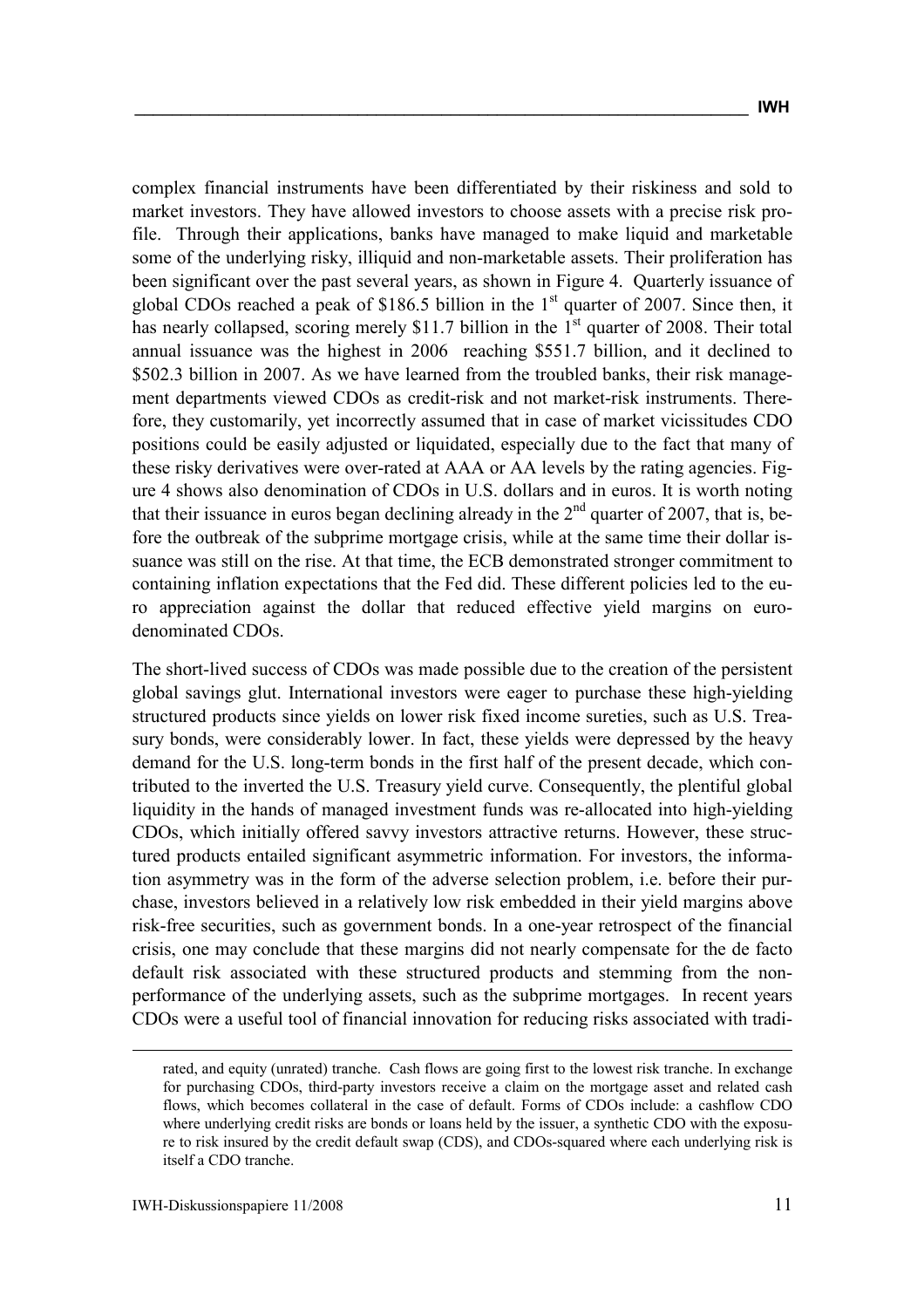complex financial instruments have been differentiated by their riskiness and sold to market investors. They have allowed investors to choose assets with a precise risk profile. Through their applications, banks have managed to make liquid and marketable some of the underlying risky, illiquid and non-marketable assets. Their proliferation has been significant over the past several years, as shown in Figure 4. Quarterly issuance of global CDOs reached a peak of \$186.5 billion in the 1st quarter of 2007. Since then, it has nearly collapsed, scoring merely \$11.7 billion in the 1st quarter of 2008. Their total annual issuance was the highest in 2006 reaching \$551.7 billion, and it declined to \$502.3 billion in 2007. As we have learned from the troubled banks, their risk management departments viewed CDOs as credit-risk and not market-risk instruments. Therefore, they customarily, yet incorrectly assumed that in case of market vicissitudes CDO positions could be easily adjusted or liquidated, especially due to the fact that many of these risky derivatives were over-rated at AAA or AA levels by the rating agencies. Figure 4 shows also denomination of CDOs in U.S. dollars and in euros. It is worth noting that their issuance in euros began declining already in the 2nd quarter of 2007, that is, before the outbreak of the subprime mortgage crisis, while at the same time their dollar issuance was still on the rise. At that time, the ECB demonstrated stronger commitment to containing inflation expectations that the Fed did. These different policies led to the euro appreciation against the dollar that reduced effective yield margins on euro-denominated CDOs.

The short-lived success of CDOs was made possible due to the creation of the persistent global savings glut. International investors were eager to purchase these high-yielding structured products since yields on lower risk fixed income sureties, such as U.S. Treasury bonds, were considerably lower. In fact, these yields were depressed by the heavy demand for the U.S. long-term bonds in the first half of the present decade, which contributed to the inverted the U.S. Treasury yield curve. Consequently, the plentiful global liquidity in the hands of managed investment funds was re-allocated into high-yielding CDOs, which initially offered savvy investors attractive returns. However, these structured products entailed significant asymmetric information. For investors, the information asymmetry was in the form of the adverse selection problem, i.e. before their purchase, investors believed in a relatively low risk embedded in their yield margins above risk-free securities, such as government bonds. In a one-year retrospect of the financial crisis, one may conclude that these margins did not nearly compensate for the de facto default risk associated with these structured products and stemming from the non-performance of the underlying assets, such as the subprime mortgages. In recent years CDOs were a useful tool of financial innovation for reducing risks associated with tradi-

rated, and equity (unrated) tranche. Cash flows are going first to the lowest risk tranche. In exchange for purchasing CDOs, third-party investors receive a claim on the mortgage asset and related cash flows, which becomes collateral in the case of default. Forms of CDOs include: a cashflow CDO where underlying credit risks are bonds or loans held by the issuer, a synthetic CDO with the exposure to risk insured by the credit default swap (CDS), and CDOs-squared where each underlying risk is itself a CDO tranche.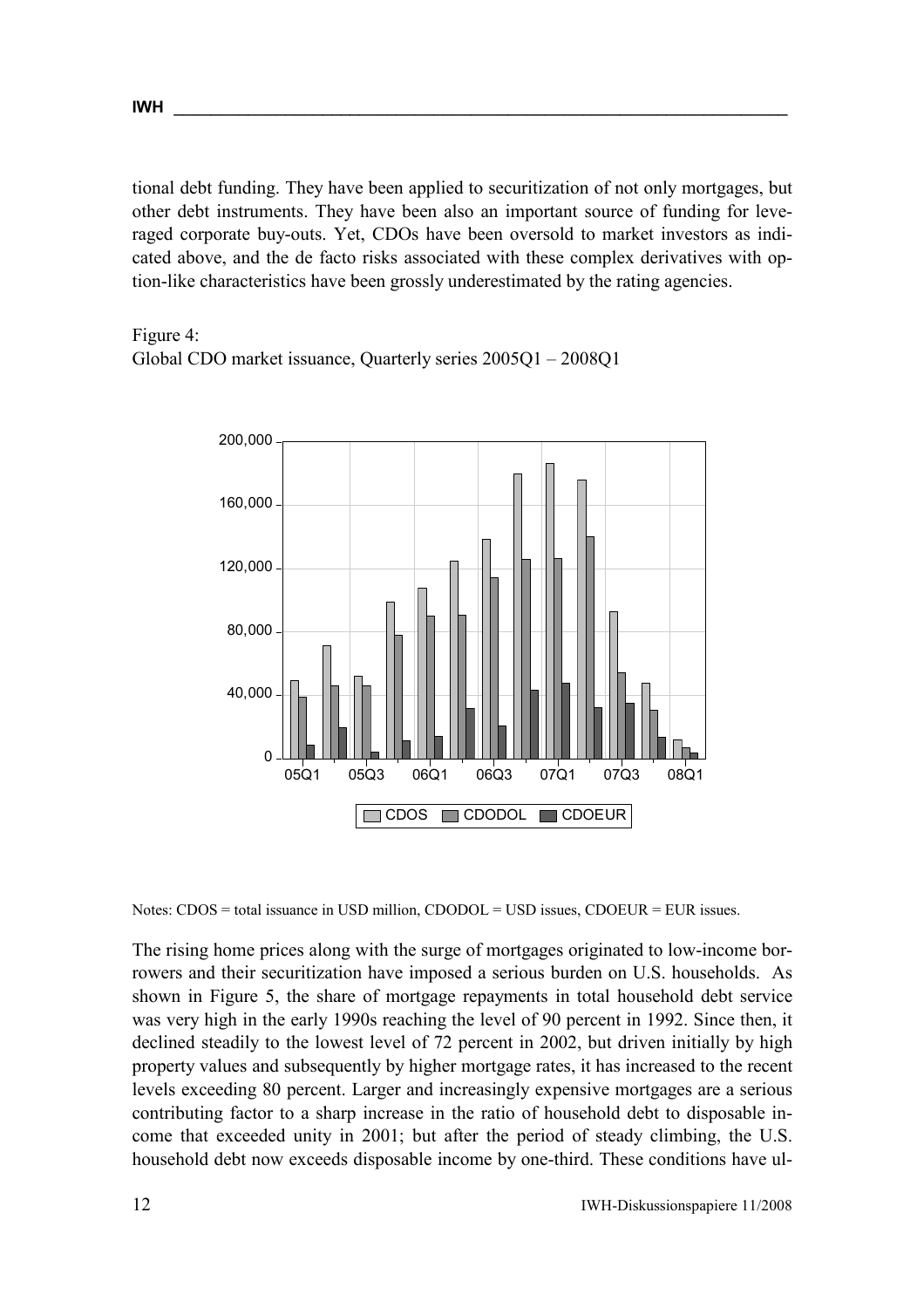tional debt funding. They have been applied to securitization of not only mortgages, but other debt instruments. They have been also an important source of funding for leveraged corporate buy-outs. Yet, CDOs have been oversold to market investors as indicated above, and the de facto risks associated with these complex derivatives with option-like characteristics have been grossly underestimated by the rating agencies.

Figure 4:
Global CDO market issuance, Quarterly series 2005Q1 – 2008Q1

Notes: CDOS = total issuance in USD million, CDODOL = USD issues, CDOEUR = EUR issues.

The rising home prices along with the surge of mortgages originated to low-income borrowers and their securitization have imposed a serious burden on U.S. households. As shown in Figure 5, the share of mortgage repayments in total household debt service was very high in the early 1990s reaching the level of 90 percent in 1992. Since then, it declined steadily to the lowest level of 72 percent in 2002, but driven initially by high property values and subsequently by higher mortgage rates, it has increased to the recent levels exceeding 80 percent. Larger and increasingly expensive mortgages are a serious contributing factor to a sharp increase in the ratio of household debt to disposable income that exceeded unity in 2001; but after the period of steady climbing, the U.S. household debt now exceeds disposable income by one-third. These conditions have ul-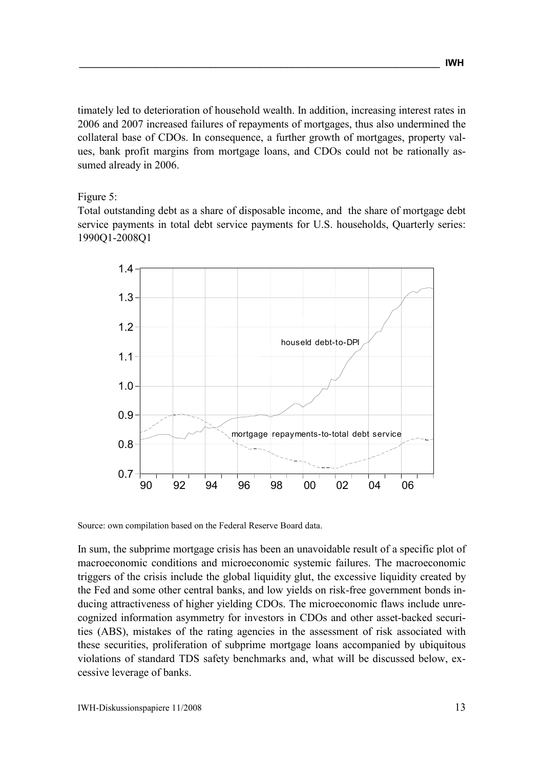timately led to deterioration of household wealth. In addition, increasing interest rates in 2006 and 2007 increased failures of repayments of mortgages, thus also undermined the collateral base of CDOs. In consequence, a further growth of mortgages, property values, bank profit margins from mortgage loans, and CDOs could not be rationally assumed already in 2006.

Figure 5:

Total outstanding debt as a share of disposable income, and the share of mortgage debt service payments in total debt service payments for U.S. households, Quarterly series: 1990Q1-2008Q1

Source: own compilation based on the Federal Reserve Board data.

In sum, the subprime mortgage crisis has been an unavoidable result of a specific plot of macroeconomic conditions and microeconomic systemic failures. The macroeconomic triggers of the crisis include the global liquidity glut, the excessive liquidity created by the Fed and some other central banks, and low yields on risk-free government bonds inducing attractiveness of higher yielding CDOs. The microeconomic flaws include unrecognized information asymmetry for investors in CDOs and other asset-backed securities (ABS), mistakes of the rating agencies in the assessment of risk associated with these securities, proliferation of subprime mortgage loans accompanied by ubiquitous violations of standard TDS safety benchmarks and, what will be discussed below, excessive leverage of banks.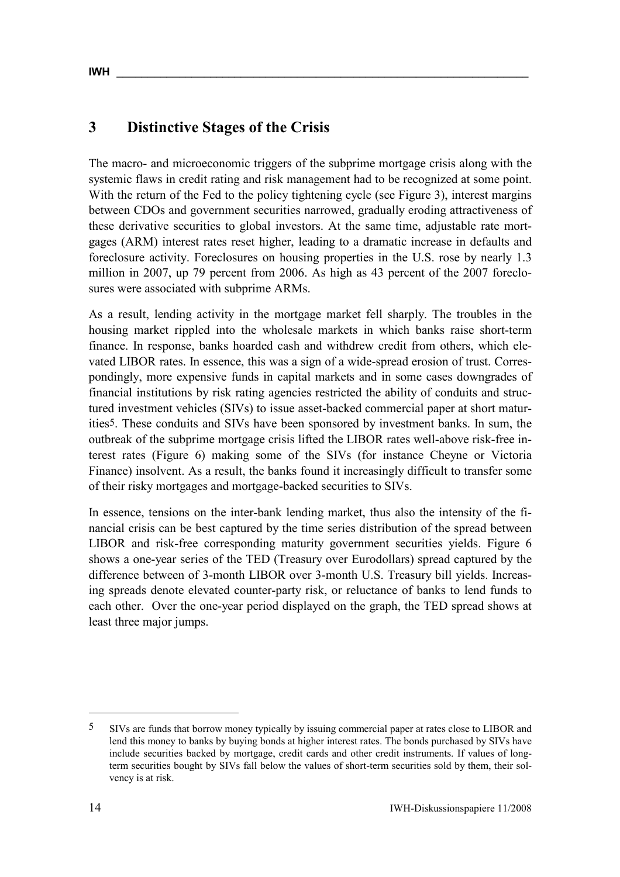## 3 Distinctive Stages of the Crisis

The macro- and microeconomic triggers of the subprime mortgage crisis along with the systemic flaws in credit rating and risk management had to be recognized at some point. With the return of the Fed to the policy tightening cycle (see Figure 3), interest margins between CDOs and government securities narrowed, gradually eroding attractiveness of these derivative securities to global investors. At the same time, adjustable rate mortgages (ARM) interest rates reset higher, leading to a dramatic increase in defaults and foreclosure activity. Foreclosures on housing properties in the U.S. rose by nearly 1.3 million in 2007, up 79 percent from 2006. As high as 43 percent of the 2007 foreclosures were associated with subprime ARMs.

As a result, lending activity in the mortgage market fell sharply. The troubles in the housing market rippled into the wholesale markets in which banks raise short-term finance. In response, banks hoarded cash and withdrew credit from others, which elevated LIBOR rates. In essence, this was a sign of a wide-spread erosion of trust. Correspondingly, more expensive funds in capital markets and in some cases downgrades of financial institutions by risk rating agencies restricted the ability of conduits and structured investment vehicles (SIVs) to issue asset-backed commercial paper at short maturities[5]. These conduits and SIVs have been sponsored by investment banks. In sum, the outbreak of the subprime mortgage crisis lifted the LIBOR rates well-above risk-free interest rates (Figure 6) making some of the SIVs (for instance Cheyne or Victoria Finance) insolvent. As a result, the banks found it increasingly difficult to transfer some of their risky mortgages and mortgage-backed securities to SIVs.

In essence, tensions on the inter-bank lending market, thus also the intensity of the financial crisis can be best captured by the time series distribution of the spread between LIBOR and risk-free corresponding maturity government securities yields. Figure 6 shows a one-year series of the TED (Treasury over Eurodollars) spread captured by the difference between of 3-month LIBOR over 3-month U.S. Treasury bill yields. Increasing spreads denote elevated counter-party risk, or reluctance of banks to lend funds to each other. Over the one-year period displayed on the graph, the TED spread shows at least three major jumps.

---

[5] SIVs are funds that borrow money typically by issuing commercial paper at rates close to LIBOR and lend this money to banks by buying bonds at higher interest rates. The bonds purchased by SIVs have include securities backed by mortgage, credit cards and other credit instruments. If values of long-term securities bought by SIVs fall below the values of short-term securities sold by them, their solvency is at risk.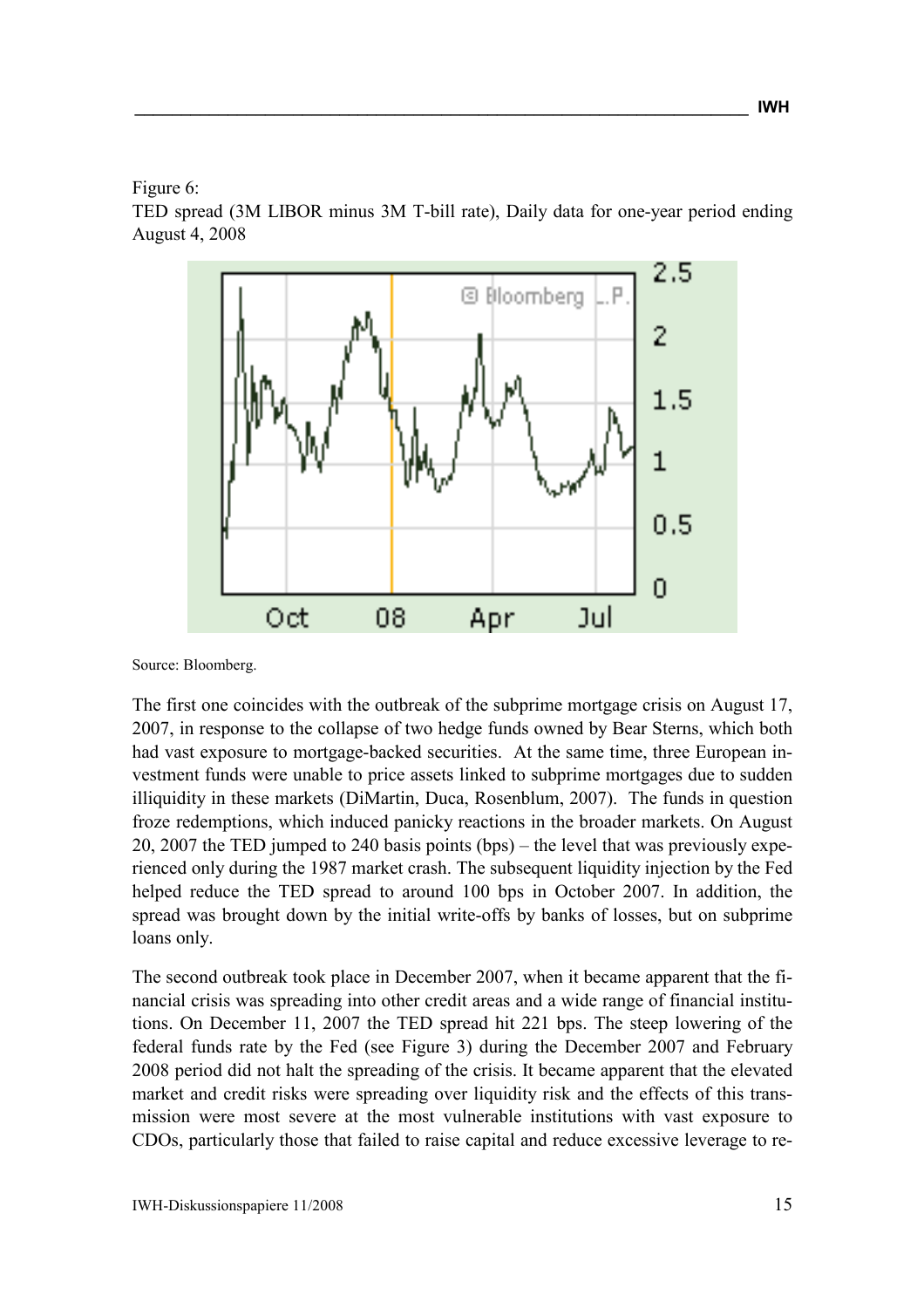Figure 6:
TED spread (3M LIBOR minus 3M T-bill rate), Daily data for one-year period ending August 4, 2008

Source: Bloomberg.

The first one coincides with the outbreak of the subprime mortgage crisis on August 17, 2007, in response to the collapse of two hedge funds owned by Bear Sterns, which both had vast exposure to mortgage-backed securities. At the same time, three European investment funds were unable to price assets linked to subprime mortgages due to sudden illiquidity in these markets (DiMartin, Duca, Rosenblum, 2007). The funds in question froze redemptions, which induced panicky reactions in the broader markets. On August 20, 2007 the TED jumped to 240 basis points (bps) – the level that was previously experienced only during the 1987 market crash. The subsequent liquidity injection by the Fed helped reduce the TED spread to around 100 bps in October 2007. In addition, the spread was brought down by the initial write-offs by banks of losses, but on subprime loans only.

The second outbreak took place in December 2007, when it became apparent that the financial crisis was spreading into other credit areas and a wide range of financial institutions. On December 11, 2007 the TED spread hit 221 bps. The steep lowering of the federal funds rate by the Fed (see Figure 3) during the December 2007 and February 2008 period did not halt the spreading of the crisis. It became apparent that the elevated market and credit risks were spreading over liquidity risk and the effects of this transmission were most severe at the most vulnerable institutions with vast exposure to CDOs, particularly those that failed to raise capital and reduce excessive leverage to re-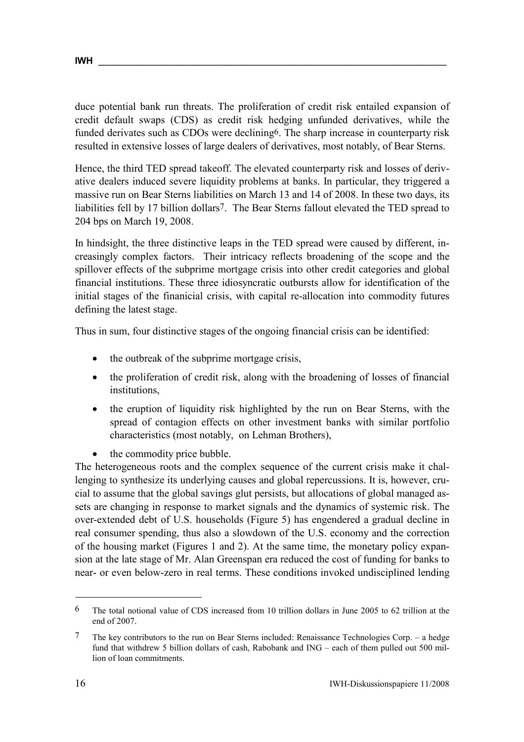duce potential bank run threats. The proliferation of credit risk entailed expansion of credit default swaps (CDS) as credit risk hedging unfunded derivatives, while the funded derivates such as CDOs were declining[6]. The sharp increase in counterparty risk resulted in extensive losses of large dealers of derivatives, most notably, of Bear Sterns.

Hence, the third TED spread takeoff. The elevated counterparty risk and losses of derivative dealers induced severe liquidity problems at banks. In particular, they triggered a massive run on Bear Sterns liabilities on March 13 and 14 of 2008. In these two days, its liabilities fell by 17 billion dollars[7]. The Bear Sterns fallout elevated the TED spread to 204 bps on March 19, 2008.

In hindsight, the three distinctive leaps in the TED spread were caused by different, increasingly complex factors. Their intricacy reflects broadening of the scope and the spillover effects of the subprime mortgage crisis into other credit categories and global financial institutions. These three idiosyncratic outbursts allow for identification of the initial stages of the finanicial crisis, with capital re-allocation into commodity futures defining the latest stage.

Thus in sum, four distinctive stages of the ongoing financial crisis can be identified:

- the outbreak of the subprime mortgage crisis,
- the proliferation of credit risk, along with the broadening of losses of financial institutions,
- the eruption of liquidity risk highlighted by the run on Bear Sterns, with the spread of contagion effects on other investment banks with similar portfolio characteristics (most notably, on Lehman Brothers),
- the commodity price bubble.

The heterogeneous roots and the complex sequence of the current crisis make it challenging to synthesize its underlying causes and global repercussions. It is, however, crucial to assume that the global savings glut persists, but allocations of global managed assets are changing in response to market signals and the dynamics of systemic risk. The over-extended debt of U.S. households (Figure 5) has engendered a gradual decline in real consumer spending, thus also a slowdown of the U.S. economy and the correction of the housing market (Figures 1 and 2). At the same time, the monetary policy expansion at the late stage of Mr. Alan Greenspan era reduced the cost of funding for banks to near- or even below-zero in real terms. These conditions invoked undisciplined lending

---

[6] The total notional value of CDS increased from 10 trillion dollars in June 2005 to 62 trillion at the end of 2007.

[7] The key contributors to the run on Bear Sterns included: Renaissance Technologies Corp. – a hedge fund that withdrew 5 billion dollars of cash, Rabobank and ING – each of them pulled out 500 million of loan commitments.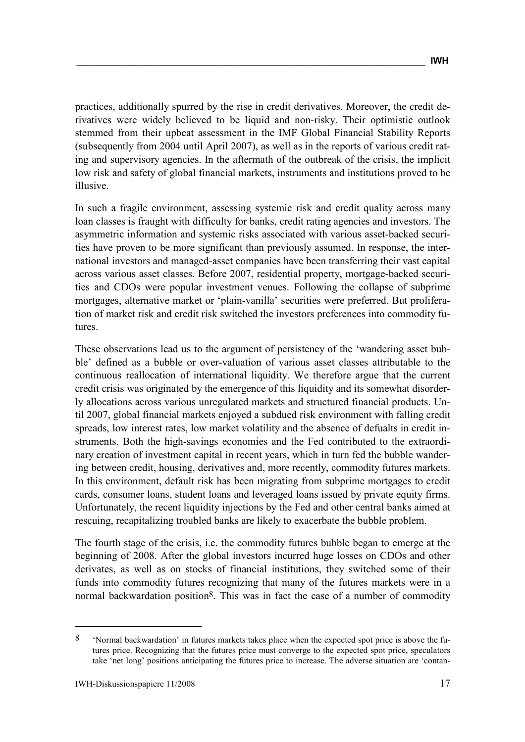practices, additionally spurred by the rise in credit derivatives. Moreover, the credit derivatives were widely believed to be liquid and non-risky. Their optimistic outlook stemmed from their upbeat assessment in the IMF Global Financial Stability Reports (subsequently from 2004 until April 2007), as well as in the reports of various credit rating and supervisory agencies. In the aftermath of the outbreak of the crisis, the implicit low risk and safety of global financial markets, instruments and institutions proved to be illusive.

In such a fragile environment, assessing systemic risk and credit quality across many loan classes is fraught with difficulty for banks, credit rating agencies and investors. The asymmetric information and systemic risks associated with various asset-backed securities have proven to be more significant than previously assumed. In response, the international investors and managed-asset companies have been transferring their vast capital across various asset classes. Before 2007, residential property, mortgage-backed securities and CDOs were popular investment venues. Following the collapse of subprime mortgages, alternative market or 'plain-vanilla' securities were preferred. But proliferation of market risk and credit risk switched the investors preferences into commodity futures.

These observations lead us to the argument of persistency of the 'wandering asset bubble' defined as a bubble or over-valuation of various asset classes attributable to the continuous reallocation of international liquidity. We therefore argue that the current credit crisis was originated by the emergence of this liquidity and its somewhat disorderly allocations across various unregulated markets and structured financial products. Until 2007, global financial markets enjoyed a subdued risk environment with falling credit spreads, low interest rates, low market volatility and the absence of defualts in credit instruments. Both the high-savings economies and the Fed contributed to the extraordinary creation of investment capital in recent years, which in turn fed the bubble wandering between credit, housing, derivatives and, more recently, commodity futures markets. In this environment, default risk has been migrating from subprime mortgages to credit cards, consumer loans, student loans and leveraged loans issued by private equity firms. Unfortunately, the recent liquidity injections by the Fed and other central banks aimed at rescuing, recapitalizing troubled banks are likely to exacerbate the bubble problem.

The fourth stage of the crisis, i.e. the commodity futures bubble began to emerge at the beginning of 2008. After the global investors incurred huge losses on CDOs and other derivates, as well as on stocks of financial institutions, they switched some of their funds into commodity futures recognizing that many of the futures markets were in a normal backwardation position[8]. This was in fact the case of a number of commodity

---

[8] 'Normal backwardation' in futures markets takes place when the expected spot price is above the futures price. Recognizing that the futures price must converge to the expected spot price, speculators take 'net long' positions anticipating the futures price to increase. The adverse situation are 'contan-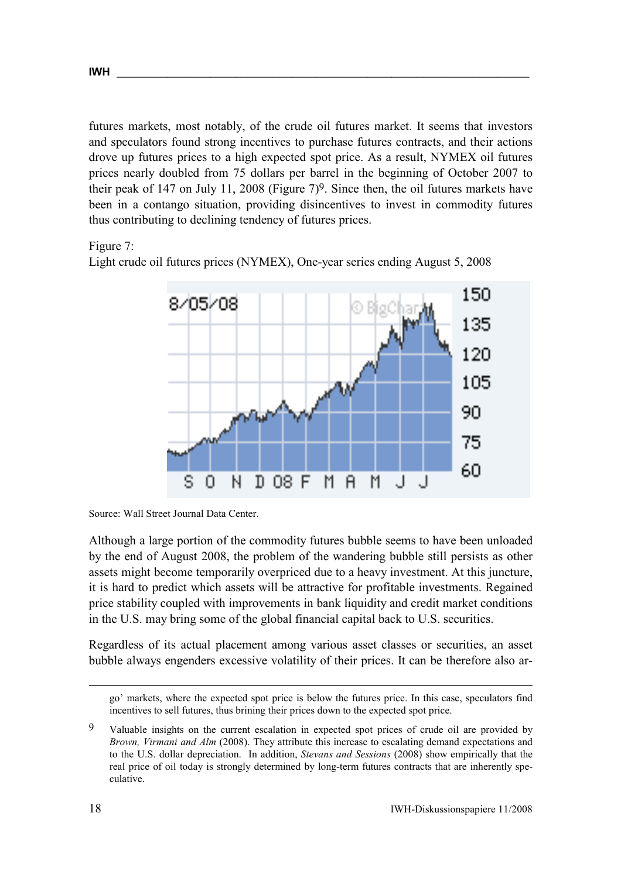futures markets, most notably, of the crude oil futures market. It seems that investors and speculators found strong incentives to purchase futures contracts, and their actions drove up futures prices to a high expected spot price. As a result, NYMEX oil futures prices nearly doubled from 75 dollars per barrel in the beginning of October 2007 to their peak of 147 on July 11, 2008 (Figure 7)[9]. Since then, the oil futures markets have been in a contango situation, providing disincentives to invest in commodity futures thus contributing to declining tendency of futures prices.

Figure 7:
Light crude oil futures prices (NYMEX), One-year series ending August 5, 2008

Source: Wall Street Journal Data Center.

Although a large portion of the commodity futures bubble seems to have been unloaded by the end of August 2008, the problem of the wandering bubble still persists as other assets might become temporarily overpriced due to a heavy investment. At this juncture, it is hard to predict which assets will be attractive for profitable investments. Regained price stability coupled with improvements in bank liquidity and credit market conditions in the U.S. may bring some of the global financial capital back to U.S. securities.

Regardless of its actual placement among various asset classes or securities, an asset bubble always engenders excessive volatility of their prices. It can be therefore also ar-

---

go' markets, where the expected spot price is below the futures price. In this case, speculators find incentives to sell futures, thus brining their prices down to the expected spot price.

[9] Valuable insights on the current escalation in expected spot prices of crude oil are provided by *Brown, Virmani and Alm* (2008). They attribute this increase to escalating demand expectations and to the U.S. dollar depreciation. In addition, *Stevans and Sessions* (2008) show empirically that the real price of oil today is strongly determined by long-term futures contracts that are inherently speculative.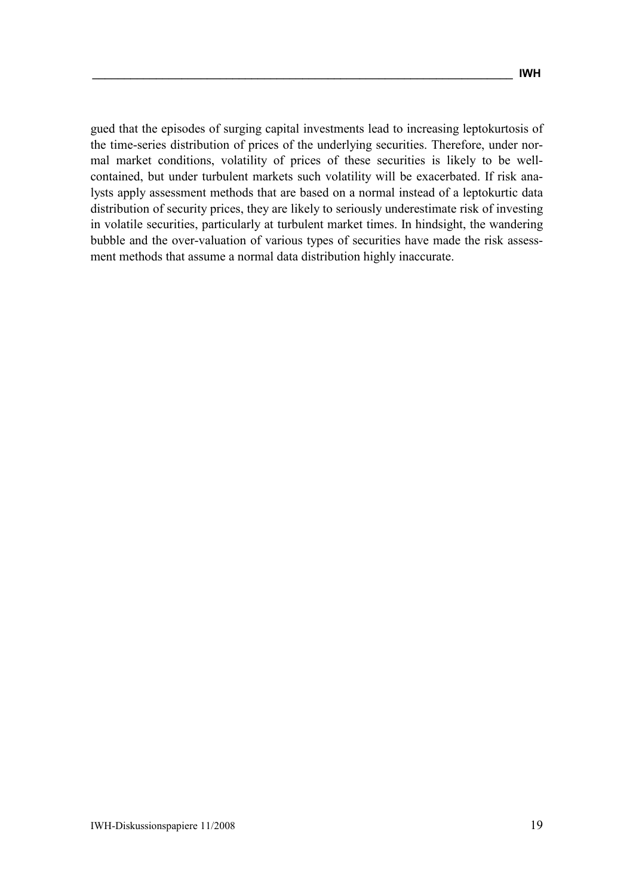gued that the episodes of surging capital investments lead to increasing leptokurtosis of the time-series distribution of prices of the underlying securities. Therefore, under normal market conditions, volatility of prices of these securities is likely to be well-contained, but under turbulent markets such volatility will be exacerbated. If risk analysts apply assessment methods that are based on a normal instead of a leptokurtic data distribution of security prices, they are likely to seriously underestimate risk of investing in volatile securities, particularly at turbulent market times. In hindsight, the wandering bubble and the over-valuation of various types of securities have made the risk assessment methods that assume a normal data distribution highly inaccurate.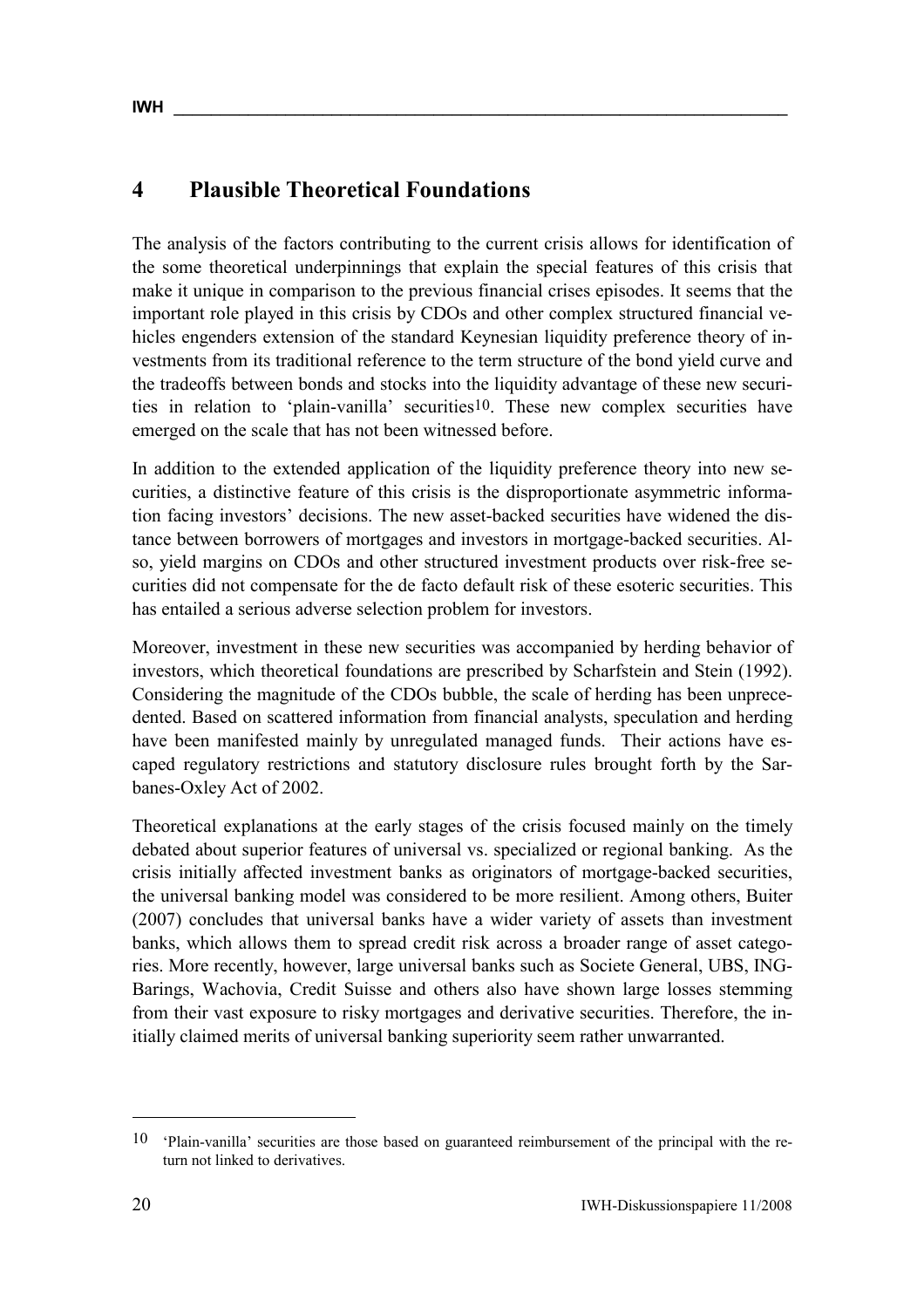# 4 Plausible Theoretical Foundations

The analysis of the factors contributing to the current crisis allows for identification of the some theoretical underpinnings that explain the special features of this crisis that make it unique in comparison to the previous financial crises episodes. It seems that the important role played in this crisis by CDOs and other complex structured financial vehicles engenders extension of the standard Keynesian liquidity preference theory of investments from its traditional reference to the term structure of the bond yield curve and the tradeoffs between bonds and stocks into the liquidity advantage of these new securities in relation to 'plain-vanilla' securities[10]. These new complex securities have emerged on the scale that has not been witnessed before.

In addition to the extended application of the liquidity preference theory into new securities, a distinctive feature of this crisis is the disproportionate asymmetric information facing investors' decisions. The new asset-backed securities have widened the distance between borrowers of mortgages and investors in mortgage-backed securities. Also, yield margins on CDOs and other structured investment products over risk-free securities did not compensate for the de facto default risk of these esoteric securities. This has entailed a serious adverse selection problem for investors.

Moreover, investment in these new securities was accompanied by herding behavior of investors, which theoretical foundations are prescribed by Scharfstein and Stein (1992). Considering the magnitude of the CDOs bubble, the scale of herding has been unprecedented. Based on scattered information from financial analysts, speculation and herding have been manifested mainly by unregulated managed funds. Their actions have escaped regulatory restrictions and statutory disclosure rules brought forth by the Sarbanes-Oxley Act of 2002.

Theoretical explanations at the early stages of the crisis focused mainly on the timely debated about superior features of universal vs. specialized or regional banking. As the crisis initially affected investment banks as originators of mortgage-backed securities, the universal banking model was considered to be more resilient. Among others, Buiter (2007) concludes that universal banks have a wider variety of assets than investment banks, which allows them to spread credit risk across a broader range of asset categories. More recently, however, large universal banks such as Societe General, UBS, ING-Barings, Wachovia, Credit Suisse and others also have shown large losses stemming from their vast exposure to risky mortgages and derivative securities. Therefore, the initially claimed merits of universal banking superiority seem rather unwarranted.

---

[10] 'Plain-vanilla' securities are those based on guaranteed reimbursement of the principal with the return not linked to derivatives.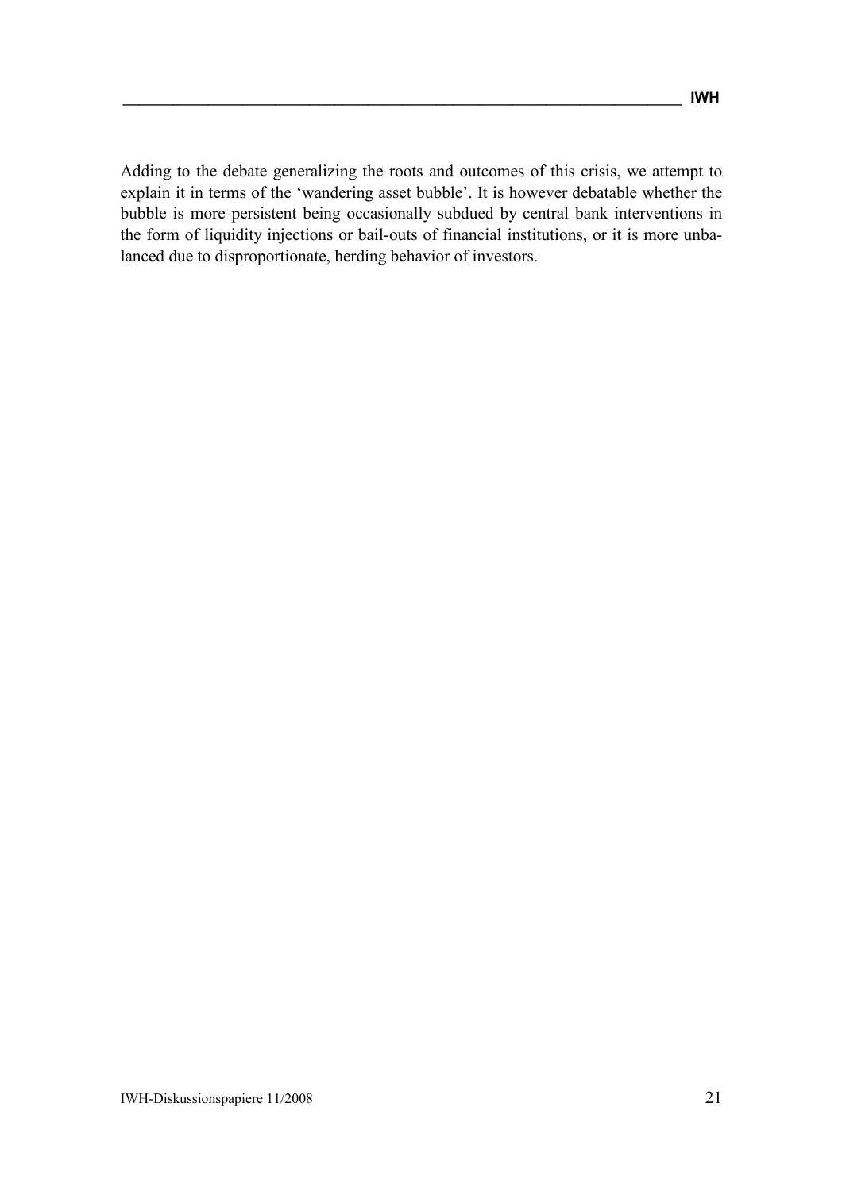Adding to the debate generalizing the roots and outcomes of this crisis, we attempt to explain it in terms of the 'wandering asset bubble'. It is however debatable whether the bubble is more persistent being occasionally subdued by central bank interventions in the form of liquidity injections or bail-outs of financial institutions, or it is more unbalanced due to disproportionate, herding behavior of investors.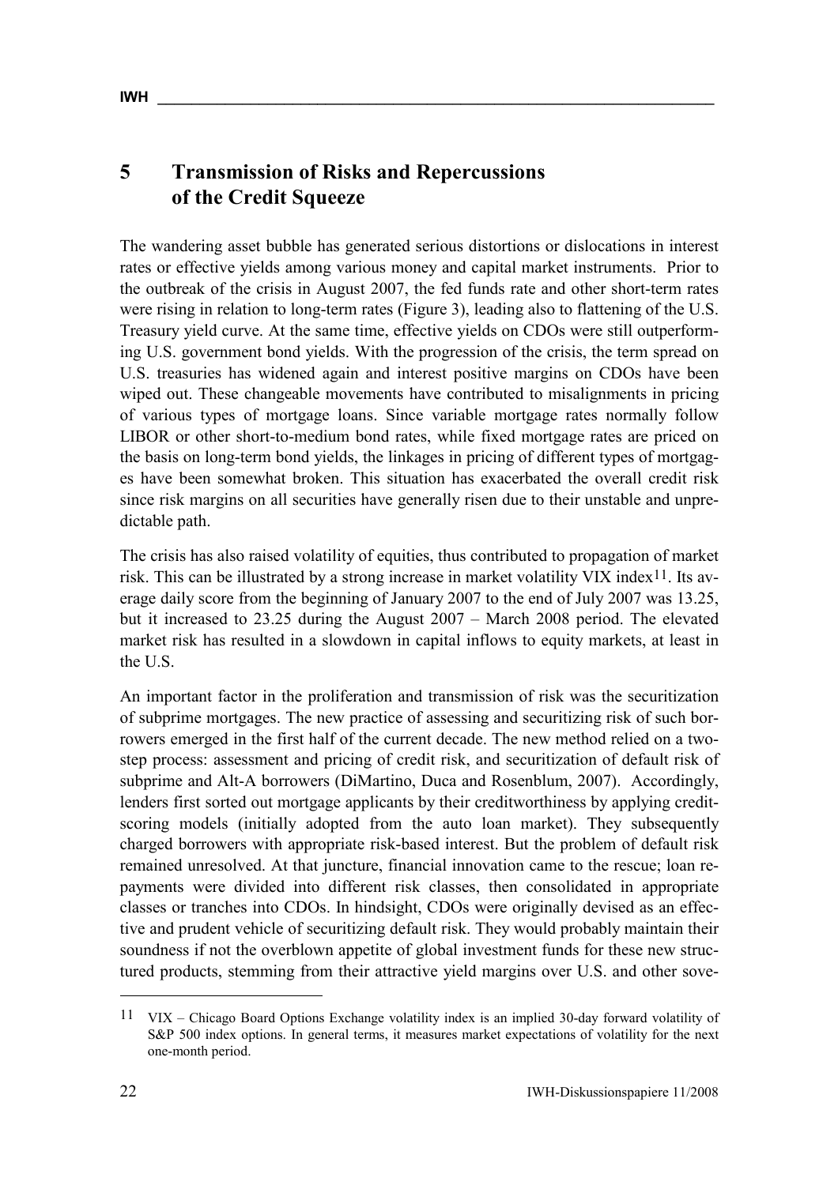# 5 Transmission of Risks and Repercussions of the Credit Squeeze

The wandering asset bubble has generated serious distortions or dislocations in interest rates or effective yields among various money and capital market instruments. Prior to the outbreak of the crisis in August 2007, the fed funds rate and other short-term rates were rising in relation to long-term rates (Figure 3), leading also to flattening of the U.S. Treasury yield curve. At the same time, effective yields on CDOs were still outperforming U.S. government bond yields. With the progression of the crisis, the term spread on U.S. treasuries has widened again and interest positive margins on CDOs have been wiped out. These changeable movements have contributed to misalignments in pricing of various types of mortgage loans. Since variable mortgage rates normally follow LIBOR or other short-to-medium bond rates, while fixed mortgage rates are priced on the basis on long-term bond yields, the linkages in pricing of different types of mortgages have been somewhat broken. This situation has exacerbated the overall credit risk since risk margins on all securities have generally risen due to their unstable and unpredictable path.

The crisis has also raised volatility of equities, thus contributed to propagation of market risk. This can be illustrated by a strong increase in market volatility VIX index[11]. Its average daily score from the beginning of January 2007 to the end of July 2007 was 13.25, but it increased to 23.25 during the August 2007 – March 2008 period. The elevated market risk has resulted in a slowdown in capital inflows to equity markets, at least in the U.S.

An important factor in the proliferation and transmission of risk was the securitization of subprime mortgages. The new practice of assessing and securitizing risk of such borrowers emerged in the first half of the current decade. The new method relied on a two-step process: assessment and pricing of credit risk, and securitization of default risk of subprime and Alt-A borrowers (DiMartino, Duca and Rosenblum, 2007). Accordingly, lenders first sorted out mortgage applicants by their creditworthiness by applying credit-scoring models (initially adopted from the auto loan market). They subsequently charged borrowers with appropriate risk-based interest. But the problem of default risk remained unresolved. At that juncture, financial innovation came to the rescue; loan repayments were divided into different risk classes, then consolidated in appropriate classes or tranches into CDOs. In hindsight, CDOs were originally devised as an effective and prudent vehicle of securitizing default risk. They would probably maintain their soundness if not the overblown appetite of global investment funds for these new structured products, stemming from their attractive yield margins over U.S. and other sove-

---

[11] VIX – Chicago Board Options Exchange volatility index is an implied 30-day forward volatility of S&P 500 index options. In general terms, it measures market expectations of volatility for the next one-month period.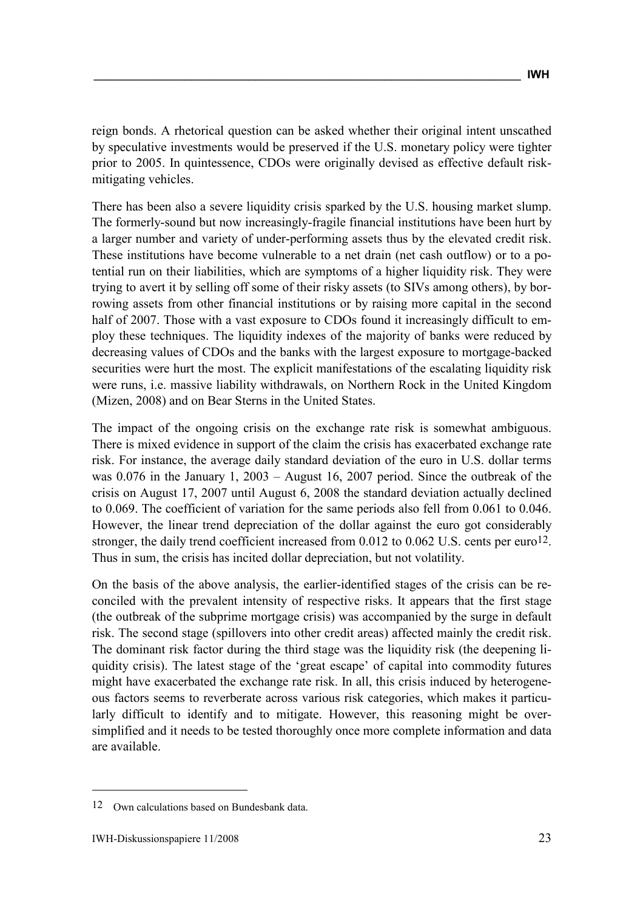reign bonds. A rhetorical question can be asked whether their original intent unscathed by speculative investments would be preserved if the U.S. monetary policy were tighter prior to 2005. In quintessence, CDOs were originally devised as effective default risk-mitigating vehicles.

There has been also a severe liquidity crisis sparked by the U.S. housing market slump. The formerly-sound but now increasingly-fragile financial institutions have been hurt by a larger number and variety of under-performing assets thus by the elevated credit risk. These institutions have become vulnerable to a net drain (net cash outflow) or to a potential run on their liabilities, which are symptoms of a higher liquidity risk. They were trying to avert it by selling off some of their risky assets (to SIVs among others), by borrowing assets from other financial institutions or by raising more capital in the second half of 2007. Those with a vast exposure to CDOs found it increasingly difficult to employ these techniques. The liquidity indexes of the majority of banks were reduced by decreasing values of CDOs and the banks with the largest exposure to mortgage-backed securities were hurt the most. The explicit manifestations of the escalating liquidity risk were runs, i.e. massive liability withdrawals, on Northern Rock in the United Kingdom (Mizen, 2008) and on Bear Sterns in the United States.

The impact of the ongoing crisis on the exchange rate risk is somewhat ambiguous. There is mixed evidence in support of the claim the crisis has exacerbated exchange rate risk. For instance, the average daily standard deviation of the euro in U.S. dollar terms was 0.076 in the January 1, 2003 – August 16, 2007 period. Since the outbreak of the crisis on August 17, 2007 until August 6, 2008 the standard deviation actually declined to 0.069. The coefficient of variation for the same periods also fell from 0.061 to 0.046. However, the linear trend depreciation of the dollar against the euro got considerably stronger, the daily trend coefficient increased from 0.012 to 0.062 U.S. cents per euro[12]. Thus in sum, the crisis has incited dollar depreciation, but not volatility.

On the basis of the above analysis, the earlier-identified stages of the crisis can be reconciled with the prevalent intensity of respective risks. It appears that the first stage (the outbreak of the subprime mortgage crisis) was accompanied by the surge in default risk. The second stage (spillovers into other credit areas) affected mainly the credit risk. The dominant risk factor during the third stage was the liquidity risk (the deepening liquidity crisis). The latest stage of the 'great escape' of capital into commodity futures might have exacerbated the exchange rate risk. In all, this crisis induced by heterogeneous factors seems to reverberate across various risk categories, which makes it particularly difficult to identify and to mitigate. However, this reasoning might be oversimplified and it needs to be tested thoroughly once more complete information and data are available.

---

[12] Own calculations based on Bundesbank data.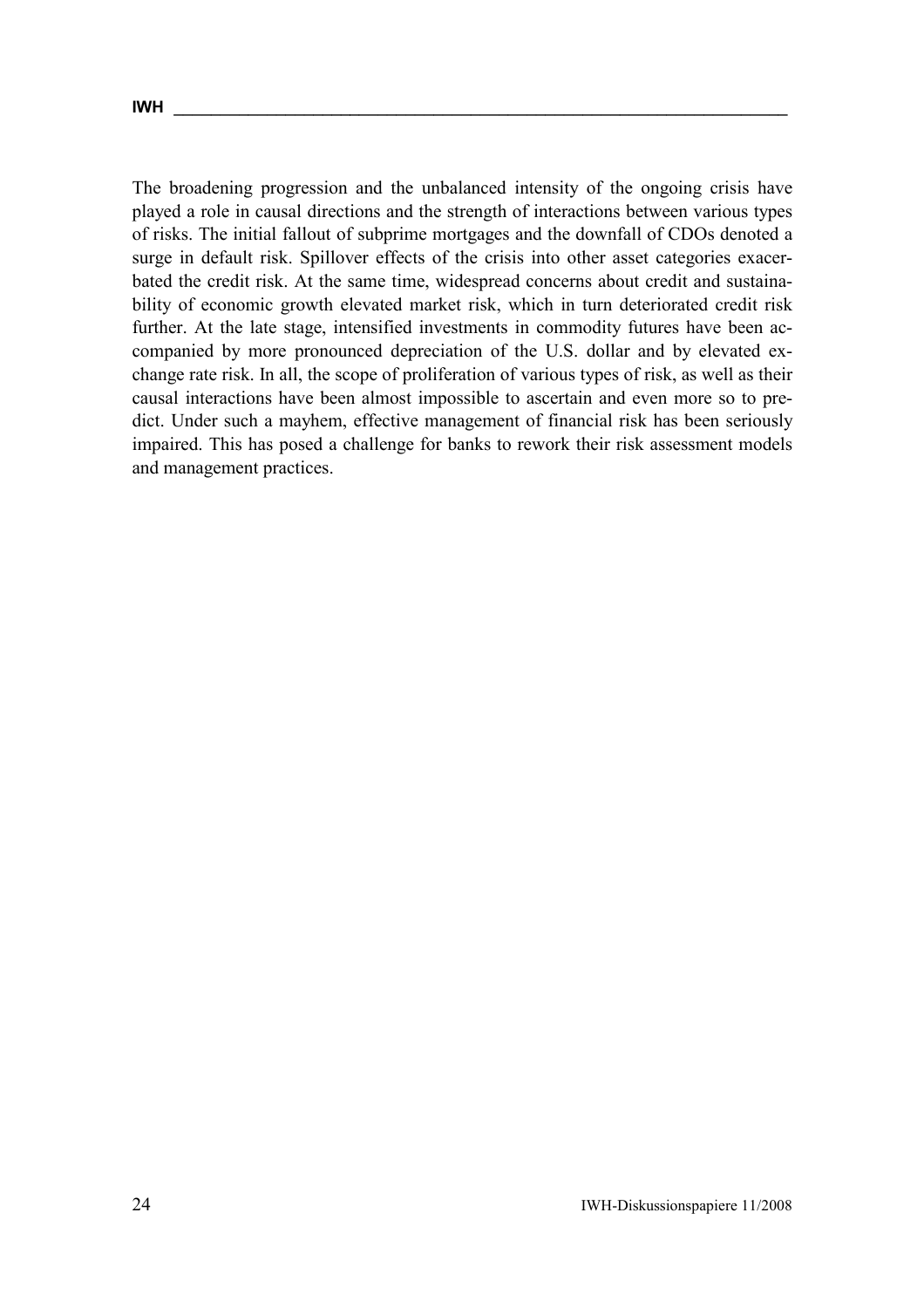The broadening progression and the unbalanced intensity of the ongoing crisis have played a role in causal directions and the strength of interactions between various types of risks. The initial fallout of subprime mortgages and the downfall of CDOs denoted a surge in default risk. Spillover effects of the crisis into other asset categories exacerbated the credit risk. At the same time, widespread concerns about credit and sustainability of economic growth elevated market risk, which in turn deteriorated credit risk further. At the late stage, intensified investments in commodity futures have been accompanied by more pronounced depreciation of the U.S. dollar and by elevated exchange rate risk. In all, the scope of proliferation of various types of risk, as well as their causal interactions have been almost impossible to ascertain and even more so to predict. Under such a mayhem, effective management of financial risk has been seriously impaired. This has posed a challenge for banks to rework their risk assessment models and management practices.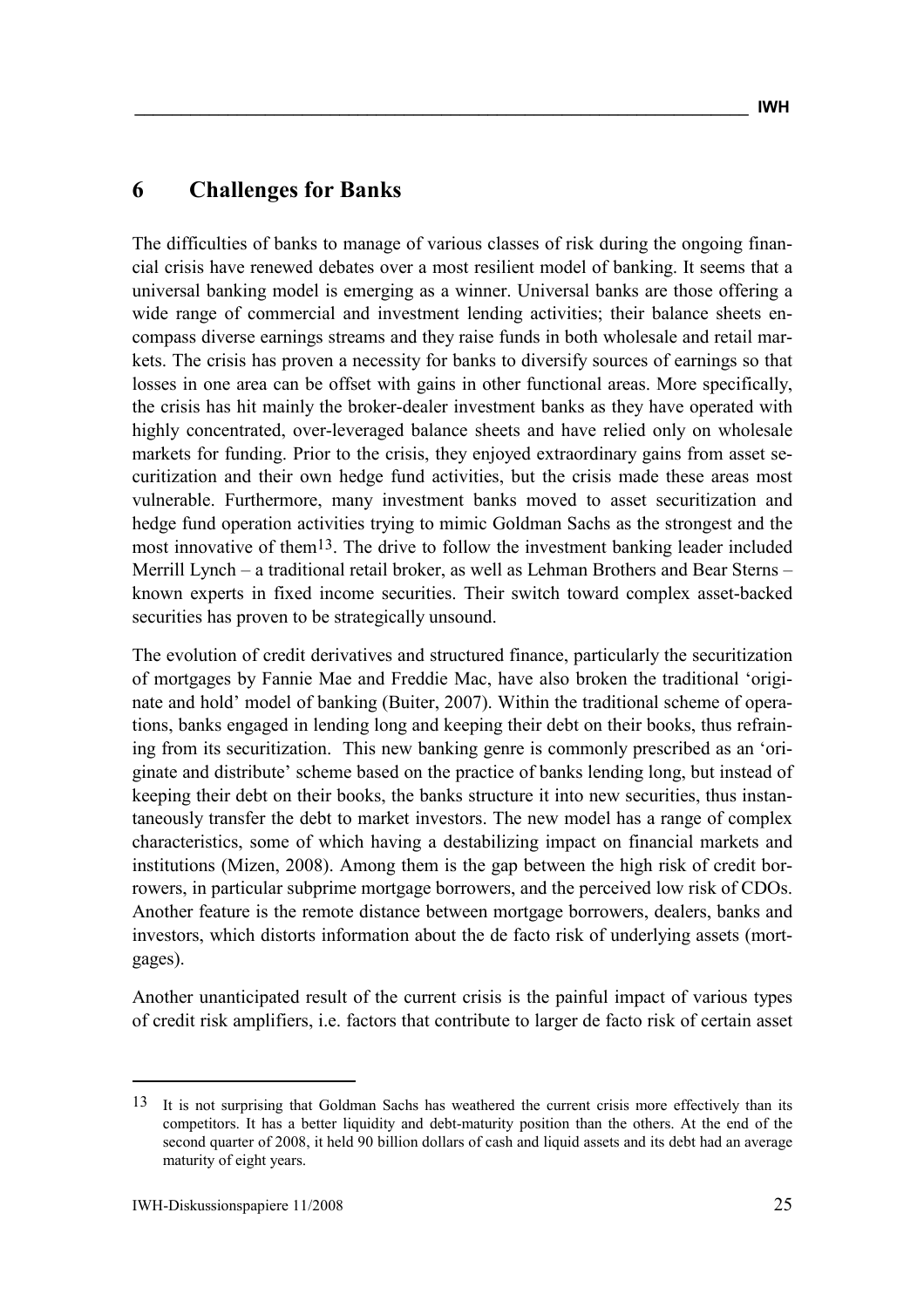# 6 Challenges for Banks

The difficulties of banks to manage of various classes of risk during the ongoing financial crisis have renewed debates over a most resilient model of banking. It seems that a universal banking model is emerging as a winner. Universal banks are those offering a wide range of commercial and investment lending activities; their balance sheets encompass diverse earnings streams and they raise funds in both wholesale and retail markets. The crisis has proven a necessity for banks to diversify sources of earnings so that losses in one area can be offset with gains in other functional areas. More specifically, the crisis has hit mainly the broker-dealer investment banks as they have operated with highly concentrated, over-leveraged balance sheets and have relied only on wholesale markets for funding. Prior to the crisis, they enjoyed extraordinary gains from asset securitization and their own hedge fund activities, but the crisis made these areas most vulnerable. Furthermore, many investment banks moved to asset securitization and hedge fund operation activities trying to mimic Goldman Sachs as the strongest and the most innovative of them[13]. The drive to follow the investment banking leader included Merrill Lynch – a traditional retail broker, as well as Lehman Brothers and Bear Sterns – known experts in fixed income securities. Their switch toward complex asset-backed securities has proven to be strategically unsound.

The evolution of credit derivatives and structured finance, particularly the securitization of mortgages by Fannie Mae and Freddie Mac, have also broken the traditional 'originate and hold' model of banking (Buiter, 2007). Within the traditional scheme of operations, banks engaged in lending long and keeping their debt on their books, thus refraining from its securitization. This new banking genre is commonly prescribed as an 'originate and distribute' scheme based on the practice of banks lending long, but instead of keeping their debt on their books, the banks structure it into new securities, thus instantaneously transfer the debt to market investors. The new model has a range of complex characteristics, some of which having a destabilizing impact on financial markets and institutions (Mizen, 2008). Among them is the gap between the high risk of credit borrowers, in particular subprime mortgage borrowers, and the perceived low risk of CDOs. Another feature is the remote distance between mortgage borrowers, dealers, banks and investors, which distorts information about the de facto risk of underlying assets (mortgages).

Another unanticipated result of the current crisis is the painful impact of various types of credit risk amplifiers, i.e. factors that contribute to larger de facto risk of certain asset

---

[13] It is not surprising that Goldman Sachs has weathered the current crisis more effectively than its competitors. It has a better liquidity and debt-maturity position than the others. At the end of the second quarter of 2008, it held 90 billion dollars of cash and liquid assets and its debt had an average maturity of eight years.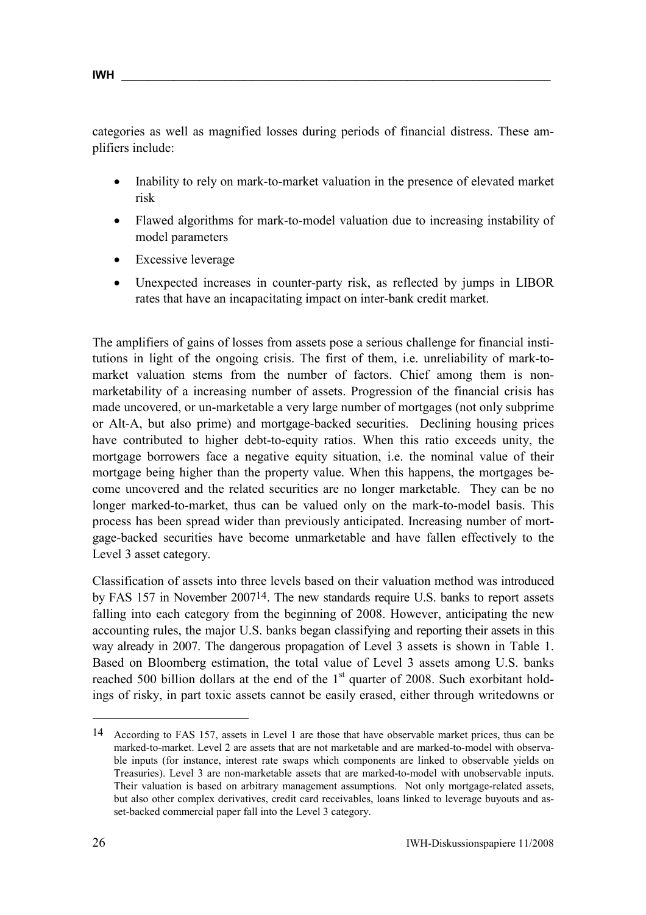categories as well as magnified losses during periods of financial distress. These amplifiers include:

- Inability to rely on mark-to-market valuation in the presence of elevated market risk
- Flawed algorithms for mark-to-model valuation due to increasing instability of model parameters
- Excessive leverage
- Unexpected increases in counter-party risk, as reflected by jumps in LIBOR rates that have an incapacitating impact on inter-bank credit market.

The amplifiers of gains of losses from assets pose a serious challenge for financial institutions in light of the ongoing crisis. The first of them, i.e. unreliability of mark-to-market valuation stems from the number of factors. Chief among them is non-marketability of a increasing number of assets. Progression of the financial crisis has made uncovered, or un-marketable a very large number of mortgages (not only subprime or Alt-A, but also prime) and mortgage-backed securities. Declining housing prices have contributed to higher debt-to-equity ratios. When this ratio exceeds unity, the mortgage borrowers face a negative equity situation, i.e. the nominal value of their mortgage being higher than the property value. When this happens, the mortgages become uncovered and the related securities are no longer marketable. They can be no longer marked-to-market, thus can be valued only on the mark-to-model basis. This process has been spread wider than previously anticipated. Increasing number of mortgage-backed securities have become unmarketable and have fallen effectively to the Level 3 asset category.

Classification of assets into three levels based on their valuation method was introduced by FAS 157 in November 2007[14]. The new standards require U.S. banks to report assets falling into each category from the beginning of 2008. However, anticipating the new accounting rules, the major U.S. banks began classifying and reporting their assets in this way already in 2007. The dangerous propagation of Level 3 assets is shown in Table 1. Based on Bloomberg estimation, the total value of Level 3 assets among U.S. banks reached 500 billion dollars at the end of the 1st quarter of 2008. Such exorbitant holdings of risky, in part toxic assets cannot be easily erased, either through writedowns or

---

[14] According to FAS 157, assets in Level 1 are those that have observable market prices, thus can be marked-to-market. Level 2 are assets that are not marketable and are marked-to-model with observable inputs (for instance, interest rate swaps which components are linked to observable yields on Treasuries). Level 3 are non-marketable assets that are marked-to-model with unobservable inputs. Their valuation is based on arbitrary management assumptions. Not only mortgage-related assets, but also other complex derivatives, credit card receivables, loans linked to leverage buyouts and asset-backed commercial paper fall into the Level 3 category.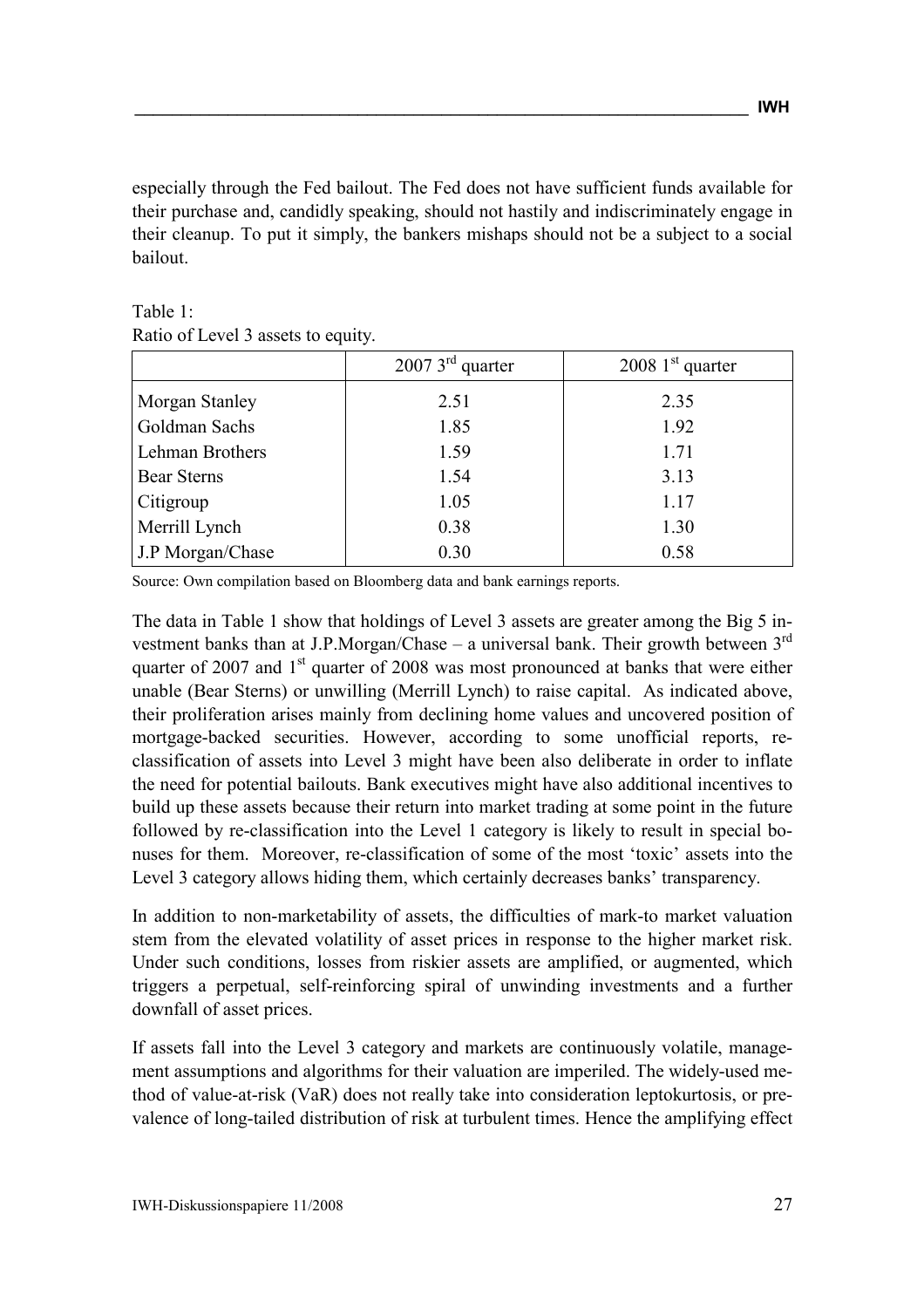especially through the Fed bailout. The Fed does not have sufficient funds available for their purchase and, candidly speaking, should not hastily and indiscriminately engage in their cleanup. To put it simply, the bankers mishaps should not be a subject to a social bailout.

Table 1:
Ratio of Level 3 assets to equity.

| | 2007 3rd quarter | 2008 1st quarter |
|---|---|---|
| Morgan Stanley | 2.51 | 2.35 |
| Goldman Sachs | 1.85 | 1.92 |
| Lehman Brothers | 1.59 | 1.71 |
| Bear Sterns | 1.54 | 3.13 |
| Citigroup | 1.05 | 1.17 |
| Merrill Lynch | 0.38 | 1.30 |
| J.P Morgan/Chase | 0.30 | 0.58 |

Source: Own compilation based on Bloomberg data and bank earnings reports.

The data in Table 1 show that holdings of Level 3 assets are greater among the Big 5 investment banks than at J.P.Morgan/Chase – a universal bank. Their growth between 3rd quarter of 2007 and 1st quarter of 2008 was most pronounced at banks that were either unable (Bear Sterns) or unwilling (Merrill Lynch) to raise capital. As indicated above, their proliferation arises mainly from declining home values and uncovered position of mortgage-backed securities. However, according to some unofficial reports, re-classification of assets into Level 3 might have been also deliberate in order to inflate the need for potential bailouts. Bank executives might have also additional incentives to build up these assets because their return into market trading at some point in the future followed by re-classification into the Level 1 category is likely to result in special bonuses for them. Moreover, re-classification of some of the most 'toxic' assets into the Level 3 category allows hiding them, which certainly decreases banks' transparency.

In addition to non-marketability of assets, the difficulties of mark-to market valuation stem from the elevated volatility of asset prices in response to the higher market risk. Under such conditions, losses from riskier assets are amplified, or augmented, which triggers a perpetual, self-reinforcing spiral of unwinding investments and a further downfall of asset prices.

If assets fall into the Level 3 category and markets are continuously volatile, management assumptions and algorithms for their valuation are imperiled. The widely-used method of value-at-risk (VaR) does not really take into consideration leptokurtosis, or prevalence of long-tailed distribution of risk at turbulent times. Hence the amplifying effect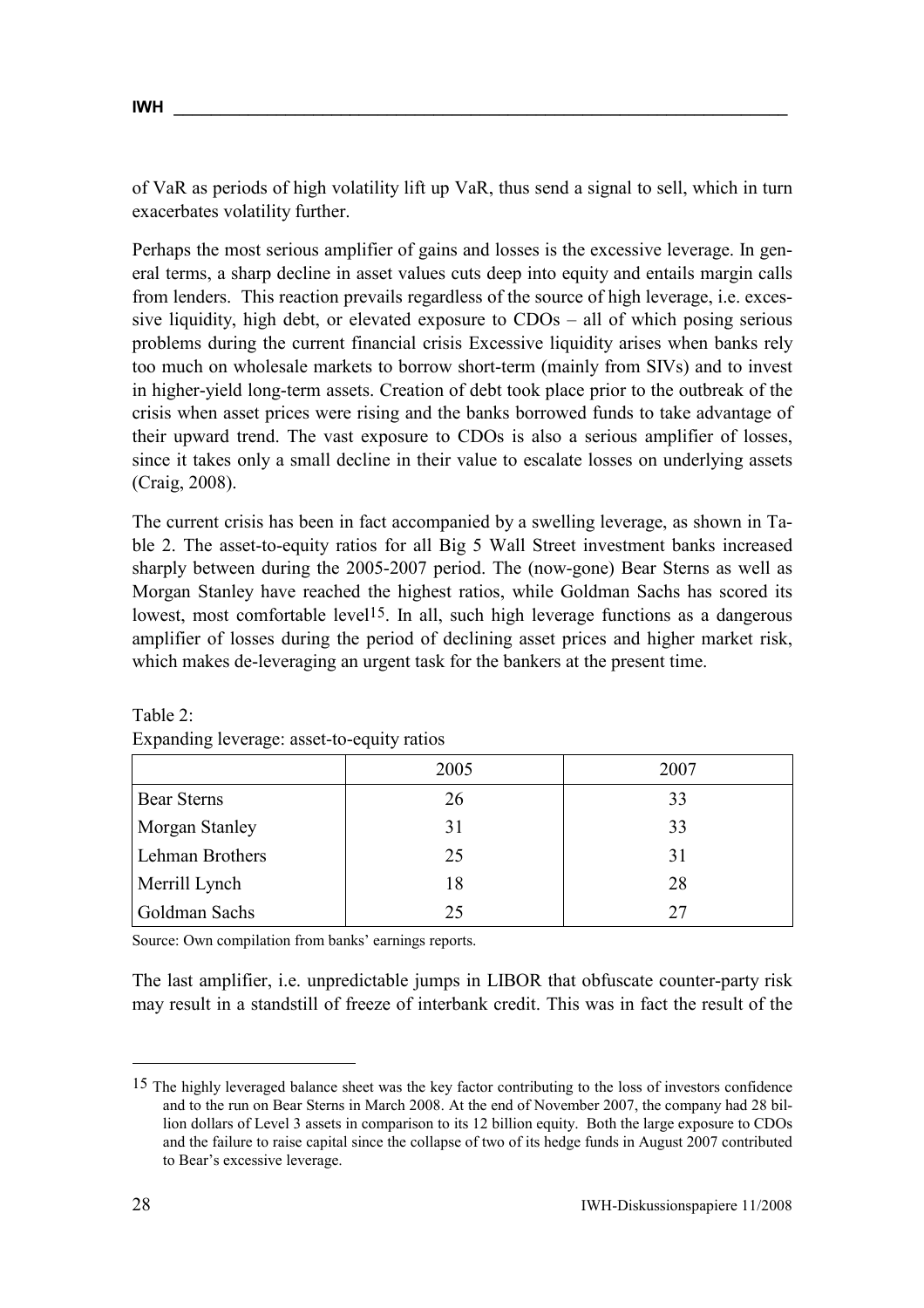of VaR as periods of high volatility lift up VaR, thus send a signal to sell, which in turn exacerbates volatility further.

Perhaps the most serious amplifier of gains and losses is the excessive leverage. In general terms, a sharp decline in asset values cuts deep into equity and entails margin calls from lenders. This reaction prevails regardless of the source of high leverage, i.e. excessive liquidity, high debt, or elevated exposure to CDOs – all of which posing serious problems during the current financial crisis Excessive liquidity arises when banks rely too much on wholesale markets to borrow short-term (mainly from SIVs) and to invest in higher-yield long-term assets. Creation of debt took place prior to the outbreak of the crisis when asset prices were rising and the banks borrowed funds to take advantage of their upward trend. The vast exposure to CDOs is also a serious amplifier of losses, since it takes only a small decline in their value to escalate losses on underlying assets (Craig, 2008).

The current crisis has been in fact accompanied by a swelling leverage, as shown in Table 2. The asset-to-equity ratios for all Big 5 Wall Street investment banks increased sharply between during the 2005-2007 period. The (now-gone) Bear Sterns as well as Morgan Stanley have reached the highest ratios, while Goldman Sachs has scored its lowest, most comfortable level[15]. In all, such high leverage functions as a dangerous amplifier of losses during the period of declining asset prices and higher market risk, which makes de-leveraging an urgent task for the bankers at the present time.

Table 2:
Expanding leverage: asset-to-equity ratios

| | 2005 | 2007 |
|---|---|---|
| Bear Sterns | 26 | 33 |
| Morgan Stanley | 31 | 33 |
| Lehman Brothers | 25 | 31 |
| Merrill Lynch | 18 | 28 |
| Goldman Sachs | 25 | 27 |

Source: Own compilation from banks' earnings reports.

The last amplifier, i.e. unpredictable jumps in LIBOR that obfuscate counter-party risk may result in a standstill of freeze of interbank credit. This was in fact the result of the

[15] The highly leveraged balance sheet was the key factor contributing to the loss of investors confidence and to the run on Bear Sterns in March 2008. At the end of November 2007, the company had 28 billion dollars of Level 3 assets in comparison to its 12 billion equity. Both the large exposure to CDOs and the failure to raise capital since the collapse of two of its hedge funds in August 2007 contributed to Bear's excessive leverage.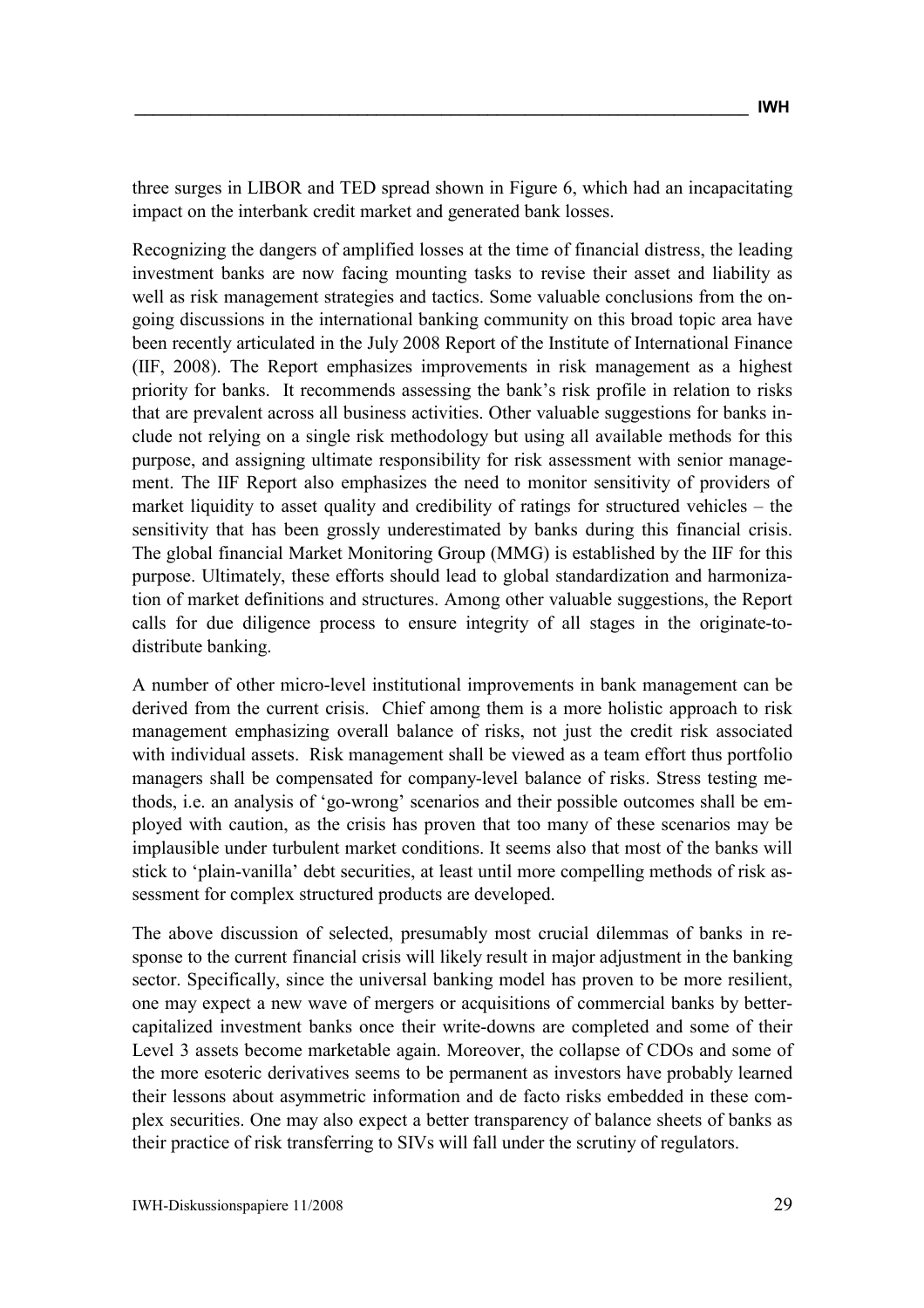three surges in LIBOR and TED spread shown in Figure 6, which had an incapacitating impact on the interbank credit market and generated bank losses.

Recognizing the dangers of amplified losses at the time of financial distress, the leading investment banks are now facing mounting tasks to revise their asset and liability as well as risk management strategies and tactics. Some valuable conclusions from the ongoing discussions in the international banking community on this broad topic area have been recently articulated in the July 2008 Report of the Institute of International Finance (IIF, 2008). The Report emphasizes improvements in risk management as a highest priority for banks. It recommends assessing the bank's risk profile in relation to risks that are prevalent across all business activities. Other valuable suggestions for banks include not relying on a single risk methodology but using all available methods for this purpose, and assigning ultimate responsibility for risk assessment with senior management. The IIF Report also emphasizes the need to monitor sensitivity of providers of market liquidity to asset quality and credibility of ratings for structured vehicles – the sensitivity that has been grossly underestimated by banks during this financial crisis. The global financial Market Monitoring Group (MMG) is established by the IIF for this purpose. Ultimately, these efforts should lead to global standardization and harmonization of market definitions and structures. Among other valuable suggestions, the Report calls for due diligence process to ensure integrity of all stages in the originate-to-distribute banking.

A number of other micro-level institutional improvements in bank management can be derived from the current crisis. Chief among them is a more holistic approach to risk management emphasizing overall balance of risks, not just the credit risk associated with individual assets. Risk management shall be viewed as a team effort thus portfolio managers shall be compensated for company-level balance of risks. Stress testing methods, i.e. an analysis of 'go-wrong' scenarios and their possible outcomes shall be employed with caution, as the crisis has proven that too many of these scenarios may be implausible under turbulent market conditions. It seems also that most of the banks will stick to 'plain-vanilla' debt securities, at least until more compelling methods of risk assessment for complex structured products are developed.

The above discussion of selected, presumably most crucial dilemmas of banks in response to the current financial crisis will likely result in major adjustment in the banking sector. Specifically, since the universal banking model has proven to be more resilient, one may expect a new wave of mergers or acquisitions of commercial banks by better-capitalized investment banks once their write-downs are completed and some of their Level 3 assets become marketable again. Moreover, the collapse of CDOs and some of the more esoteric derivatives seems to be permanent as investors have probably learned their lessons about asymmetric information and de facto risks embedded in these complex securities. One may also expect a better transparency of balance sheets of banks as their practice of risk transferring to SIVs will fall under the scrutiny of regulators.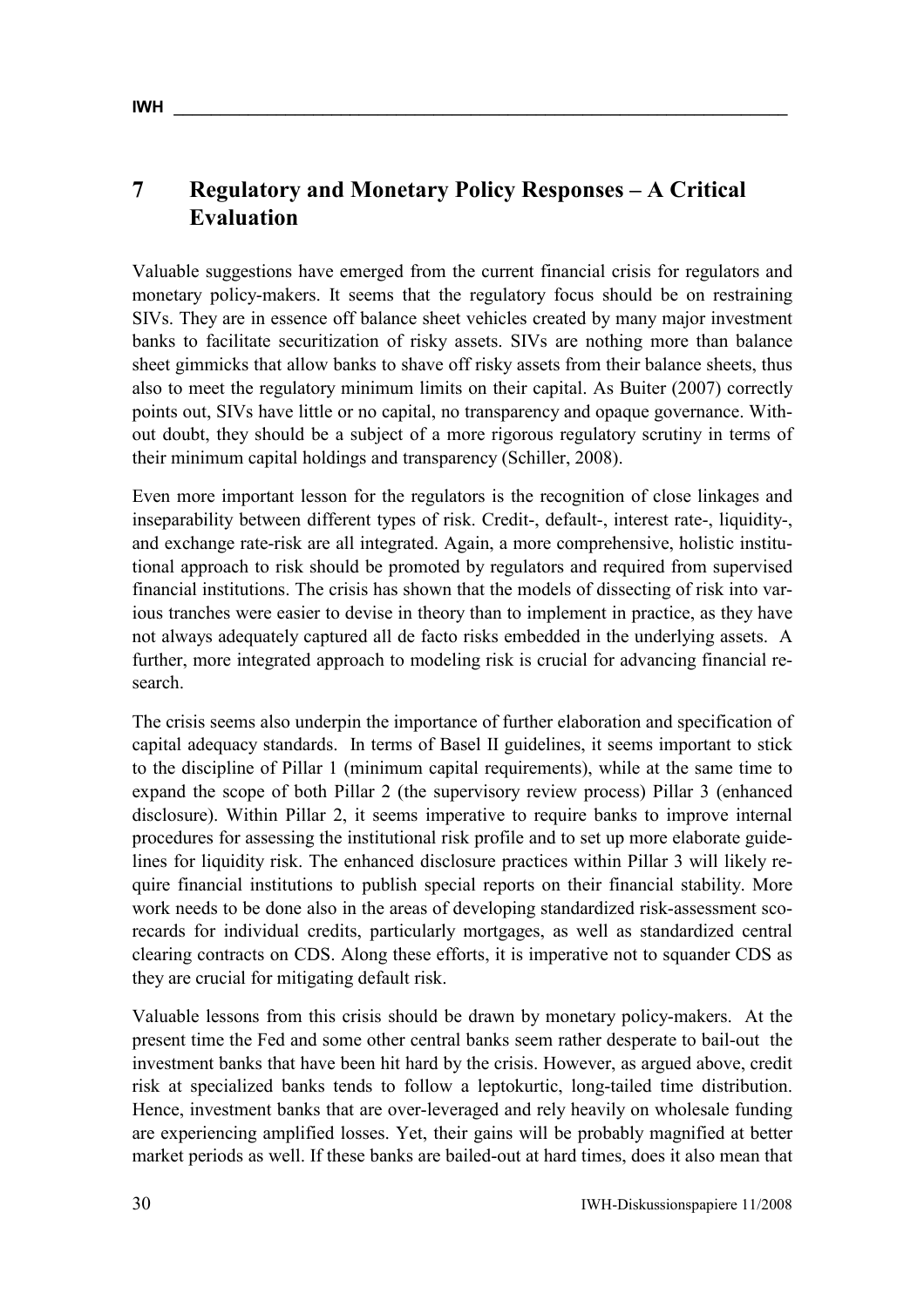## 7 Regulatory and Monetary Policy Responses – A Critical Evaluation

Valuable suggestions have emerged from the current financial crisis for regulators and monetary policy-makers. It seems that the regulatory focus should be on restraining SIVs. They are in essence off balance sheet vehicles created by many major investment banks to facilitate securitization of risky assets. SIVs are nothing more than balance sheet gimmicks that allow banks to shave off risky assets from their balance sheets, thus also to meet the regulatory minimum limits on their capital. As Buiter (2007) correctly points out, SIVs have little or no capital, no transparency and opaque governance. Without doubt, they should be a subject of a more rigorous regulatory scrutiny in terms of their minimum capital holdings and transparency (Schiller, 2008).

Even more important lesson for the regulators is the recognition of close linkages and inseparability between different types of risk. Credit-, default-, interest rate-, liquidity-, and exchange rate-risk are all integrated. Again, a more comprehensive, holistic institutional approach to risk should be promoted by regulators and required from supervised financial institutions. The crisis has shown that the models of dissecting of risk into various tranches were easier to devise in theory than to implement in practice, as they have not always adequately captured all de facto risks embedded in the underlying assets. A further, more integrated approach to modeling risk is crucial for advancing financial research.

The crisis seems also underpin the importance of further elaboration and specification of capital adequacy standards. In terms of Basel II guidelines, it seems important to stick to the discipline of Pillar 1 (minimum capital requirements), while at the same time to expand the scope of both Pillar 2 (the supervisory review process) Pillar 3 (enhanced disclosure). Within Pillar 2, it seems imperative to require banks to improve internal procedures for assessing the institutional risk profile and to set up more elaborate guidelines for liquidity risk. The enhanced disclosure practices within Pillar 3 will likely require financial institutions to publish special reports on their financial stability. More work needs to be done also in the areas of developing standardized risk-assessment scorecards for individual credits, particularly mortgages, as well as standardized central clearing contracts on CDS. Along these efforts, it is imperative not to squander CDS as they are crucial for mitigating default risk.

Valuable lessons from this crisis should be drawn by monetary policy-makers. At the present time the Fed and some other central banks seem rather desperate to bail-out the investment banks that have been hit hard by the crisis. However, as argued above, credit risk at specialized banks tends to follow a leptokurtic, long-tailed time distribution. Hence, investment banks that are over-leveraged and rely heavily on wholesale funding are experiencing amplified losses. Yet, their gains will be probably magnified at better market periods as well. If these banks are bailed-out at hard times, does it also mean that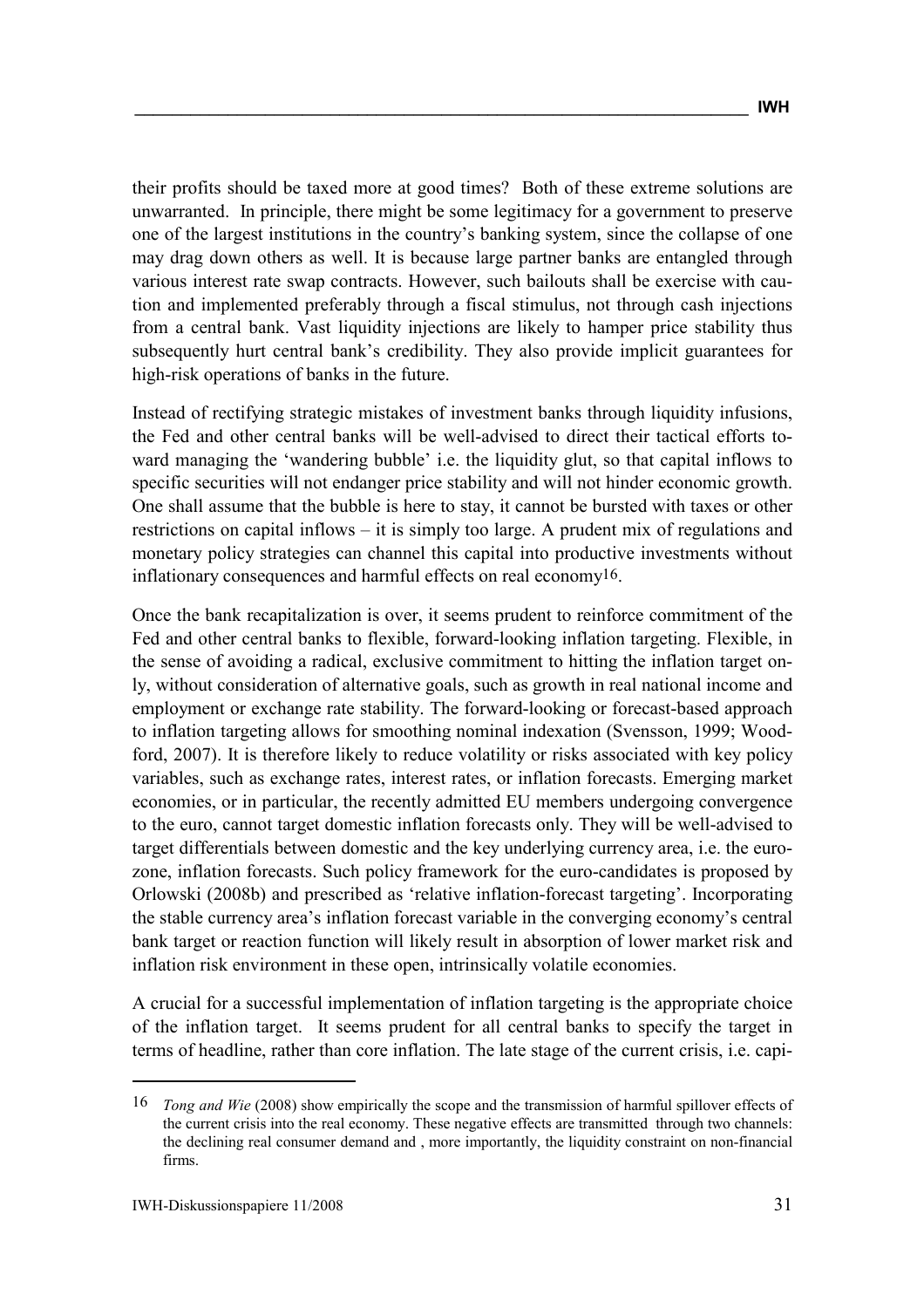their profits should be taxed more at good times? Both of these extreme solutions are unwarranted. In principle, there might be some legitimacy for a government to preserve one of the largest institutions in the country's banking system, since the collapse of one may drag down others as well. It is because large partner banks are entangled through various interest rate swap contracts. However, such bailouts shall be exercise with caution and implemented preferably through a fiscal stimulus, not through cash injections from a central bank. Vast liquidity injections are likely to hamper price stability thus subsequently hurt central bank's credibility. They also provide implicit guarantees for high-risk operations of banks in the future.

Instead of rectifying strategic mistakes of investment banks through liquidity infusions, the Fed and other central banks will be well-advised to direct their tactical efforts toward managing the 'wandering bubble' i.e. the liquidity glut, so that capital inflows to specific securities will not endanger price stability and will not hinder economic growth. One shall assume that the bubble is here to stay, it cannot be bursted with taxes or other restrictions on capital inflows – it is simply too large. A prudent mix of regulations and monetary policy strategies can channel this capital into productive investments without inflationary consequences and harmful effects on real economy[16].

Once the bank recapitalization is over, it seems prudent to reinforce commitment of the Fed and other central banks to flexible, forward-looking inflation targeting. Flexible, in the sense of avoiding a radical, exclusive commitment to hitting the inflation target only, without consideration of alternative goals, such as growth in real national income and employment or exchange rate stability. The forward-looking or forecast-based approach to inflation targeting allows for smoothing nominal indexation (Svensson, 1999; Woodford, 2007). It is therefore likely to reduce volatility or risks associated with key policy variables, such as exchange rates, interest rates, or inflation forecasts. Emerging market economies, or in particular, the recently admitted EU members undergoing convergence to the euro, cannot target domestic inflation forecasts only. They will be well-advised to target differentials between domestic and the key underlying currency area, i.e. the euro-zone, inflation forecasts. Such policy framework for the euro-candidates is proposed by Orlowski (2008b) and prescribed as 'relative inflation-forecast targeting'. Incorporating the stable currency area's inflation forecast variable in the converging economy's central bank target or reaction function will likely result in absorption of lower market risk and inflation risk environment in these open, intrinsically volatile economies.

A crucial for a successful implementation of inflation targeting is the appropriate choice of the inflation target. It seems prudent for all central banks to specify the target in terms of headline, rather than core inflation. The late stage of the current crisis, i.e. capi-

---

[16] *Tong and Wie* (2008) show empirically the scope and the transmission of harmful spillover effects of the current crisis into the real economy. These negative effects are transmitted through two channels: the declining real consumer demand and , more importantly, the liquidity constraint on non-financial firms.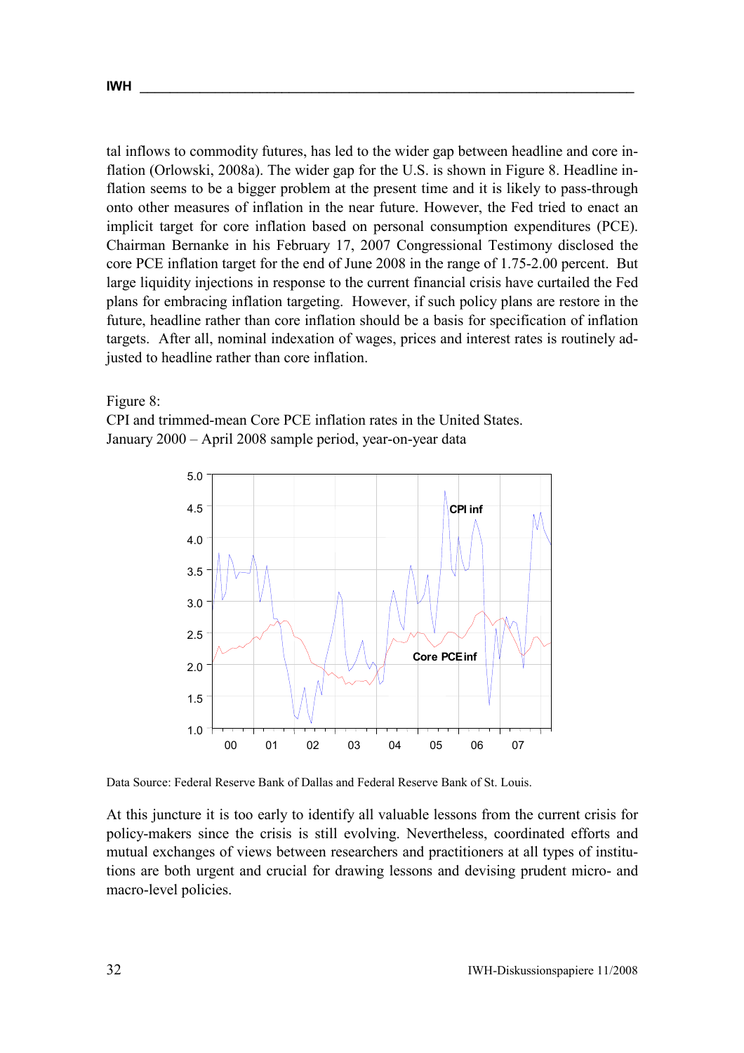tal inflows to commodity futures, has led to the wider gap between headline and core inflation (Orlowski, 2008a). The wider gap for the U.S. is shown in Figure 8. Headline inflation seems to be a bigger problem at the present time and it is likely to pass-through onto other measures of inflation in the near future. However, the Fed tried to enact an implicit target for core inflation based on personal consumption expenditures (PCE). Chairman Bernanke in his February 17, 2007 Congressional Testimony disclosed the core PCE inflation target for the end of June 2008 in the range of 1.75-2.00 percent. But large liquidity injections in response to the current financial crisis have curtailed the Fed plans for embracing inflation targeting. However, if such policy plans are restore in the future, headline rather than core inflation should be a basis for specification of inflation targets. After all, nominal indexation of wages, prices and interest rates is routinely adjusted to headline rather than core inflation.

Figure 8:
CPI and trimmed-mean Core PCE inflation rates in the United States.
January 2000 – April 2008 sample period, year-on-year data

Data Source: Federal Reserve Bank of Dallas and Federal Reserve Bank of St. Louis.

At this juncture it is too early to identify all valuable lessons from the current crisis for policy-makers since the crisis is still evolving. Nevertheless, coordinated efforts and mutual exchanges of views between researchers and practitioners at all types of institutions are both urgent and crucial for drawing lessons and devising prudent micro- and macro-level policies.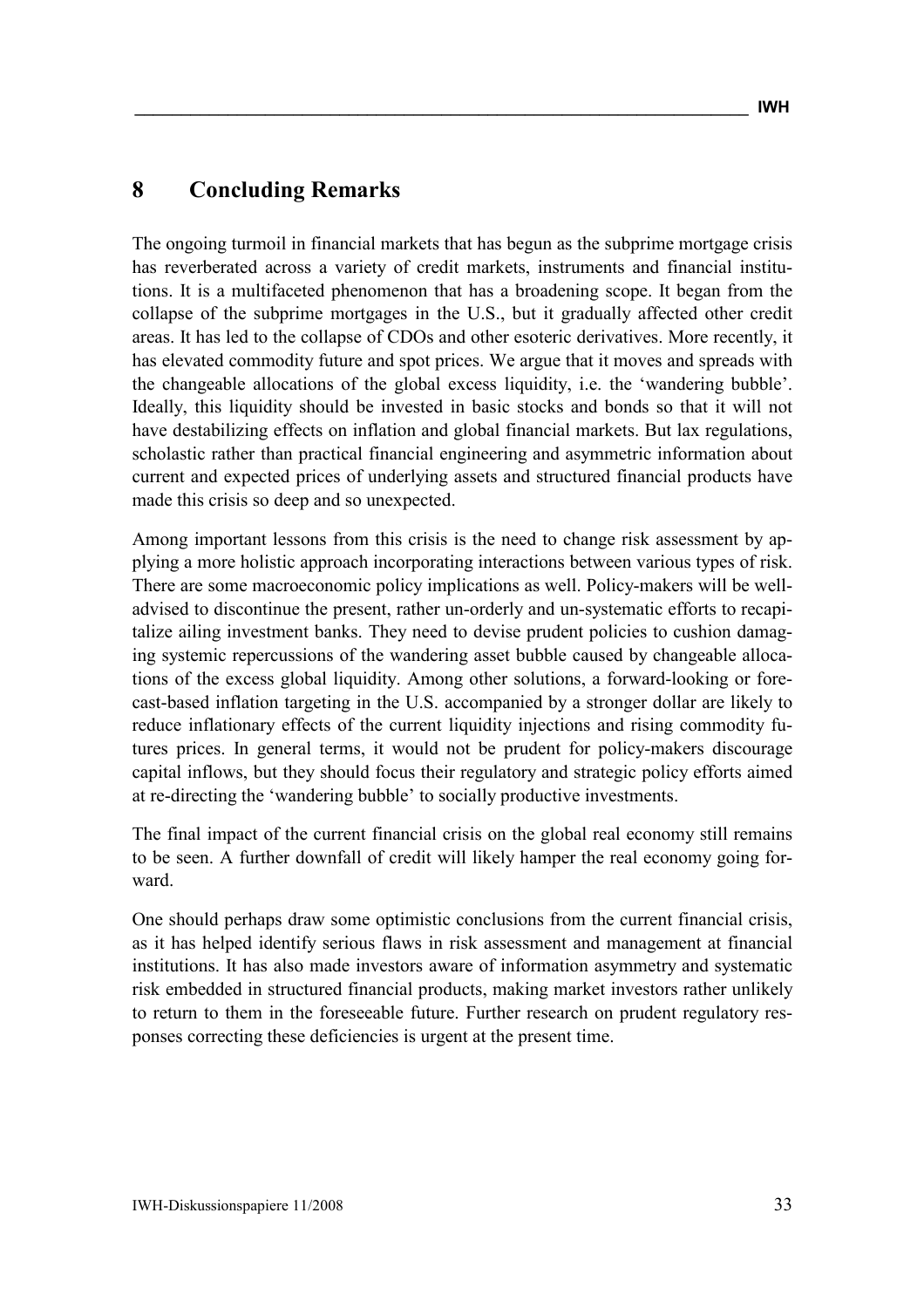## 8 Concluding Remarks

The ongoing turmoil in financial markets that has begun as the subprime mortgage crisis has reverberated across a variety of credit markets, instruments and financial institutions. It is a multifaceted phenomenon that has a broadening scope. It began from the collapse of the subprime mortgages in the U.S., but it gradually affected other credit areas. It has led to the collapse of CDOs and other esoteric derivatives. More recently, it has elevated commodity future and spot prices. We argue that it moves and spreads with the changeable allocations of the global excess liquidity, i.e. the 'wandering bubble'. Ideally, this liquidity should be invested in basic stocks and bonds so that it will not have destabilizing effects on inflation and global financial markets. But lax regulations, scholastic rather than practical financial engineering and asymmetric information about current and expected prices of underlying assets and structured financial products have made this crisis so deep and so unexpected.

Among important lessons from this crisis is the need to change risk assessment by applying a more holistic approach incorporating interactions between various types of risk. There are some macroeconomic policy implications as well. Policy-makers will be well-advised to discontinue the present, rather un-orderly and un-systematic efforts to recapitalize ailing investment banks. They need to devise prudent policies to cushion damaging systemic repercussions of the wandering asset bubble caused by changeable allocations of the excess global liquidity. Among other solutions, a forward-looking or forecast-based inflation targeting in the U.S. accompanied by a stronger dollar are likely to reduce inflationary effects of the current liquidity injections and rising commodity futures prices. In general terms, it would not be prudent for policy-makers discourage capital inflows, but they should focus their regulatory and strategic policy efforts aimed at re-directing the 'wandering bubble' to socially productive investments.

The final impact of the current financial crisis on the global real economy still remains to be seen. A further downfall of credit will likely hamper the real economy going forward.

One should perhaps draw some optimistic conclusions from the current financial crisis, as it has helped identify serious flaws in risk assessment and management at financial institutions. It has also made investors aware of information asymmetry and systematic risk embedded in structured financial products, making market investors rather unlikely to return to them in the foreseeable future. Further research on prudent regulatory responses correcting these deficiencies is urgent at the present time.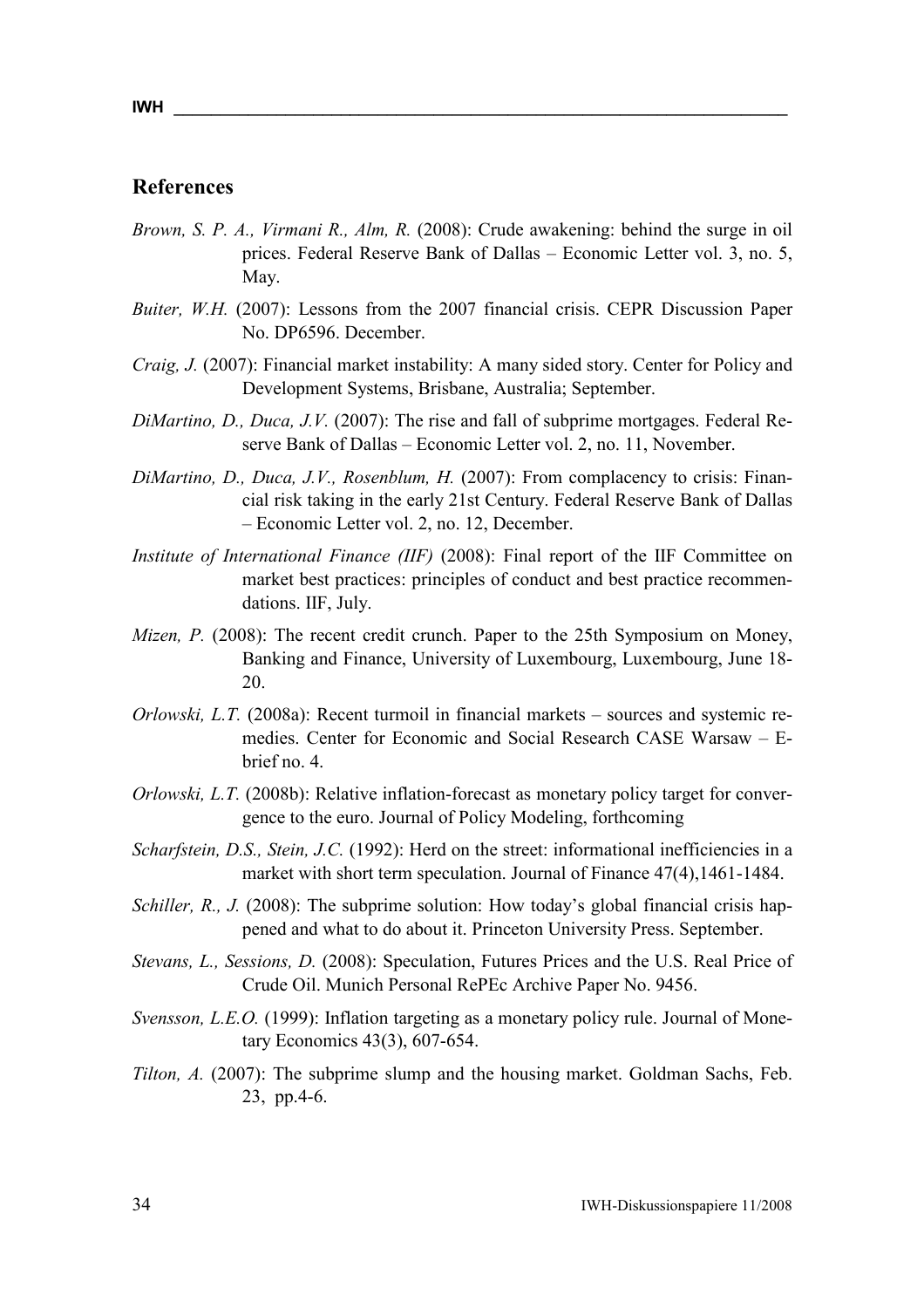## References

*Brown, S. P. A., Virmani R., Alm, R.* (2008): Crude awakening: behind the surge in oil prices. Federal Reserve Bank of Dallas – Economic Letter vol. 3, no. 5, May.

*Buiter, W.H.* (2007): Lessons from the 2007 financial crisis. CEPR Discussion Paper No. DP6596. December.

*Craig, J.* (2007): Financial market instability: A many sided story. Center for Policy and Development Systems, Brisbane, Australia; September.

*DiMartino, D., Duca, J.V.* (2007): The rise and fall of subprime mortgages. Federal Reserve Bank of Dallas – Economic Letter vol. 2, no. 11, November.

*DiMartino, D., Duca, J.V., Rosenblum, H.* (2007): From complacency to crisis: Financial risk taking in the early 21st Century. Federal Reserve Bank of Dallas – Economic Letter vol. 2, no. 12, December.

*Institute of International Finance (IIF)* (2008): Final report of the IIF Committee on market best practices: principles of conduct and best practice recommendations. IIF, July.

*Mizen, P.* (2008): The recent credit crunch. Paper to the 25th Symposium on Money, Banking and Finance, University of Luxembourg, Luxembourg, June 18-20.

*Orlowski, L.T.* (2008a): Recent turmoil in financial markets – sources and systemic remedies. Center for Economic and Social Research CASE Warsaw – E-brief no. 4.

*Orlowski, L.T.* (2008b): Relative inflation-forecast as monetary policy target for convergence to the euro. Journal of Policy Modeling, forthcoming

*Scharfstein, D.S., Stein, J.C.* (1992): Herd on the street: informational inefficiencies in a market with short term speculation. Journal of Finance 47(4),1461-1484.

*Schiller, R., J.* (2008): The subprime solution: How today's global financial crisis happened and what to do about it. Princeton University Press. September.

*Stevans, L., Sessions, D.* (2008): Speculation, Futures Prices and the U.S. Real Price of Crude Oil. Munich Personal RePEc Archive Paper No. 9456.

*Svensson, L.E.O.* (1999): Inflation targeting as a monetary policy rule. Journal of Monetary Economics 43(3), 607-654.

*Tilton, A.* (2007): The subprime slump and the housing market. Goldman Sachs, Feb. 23, pp.4-6.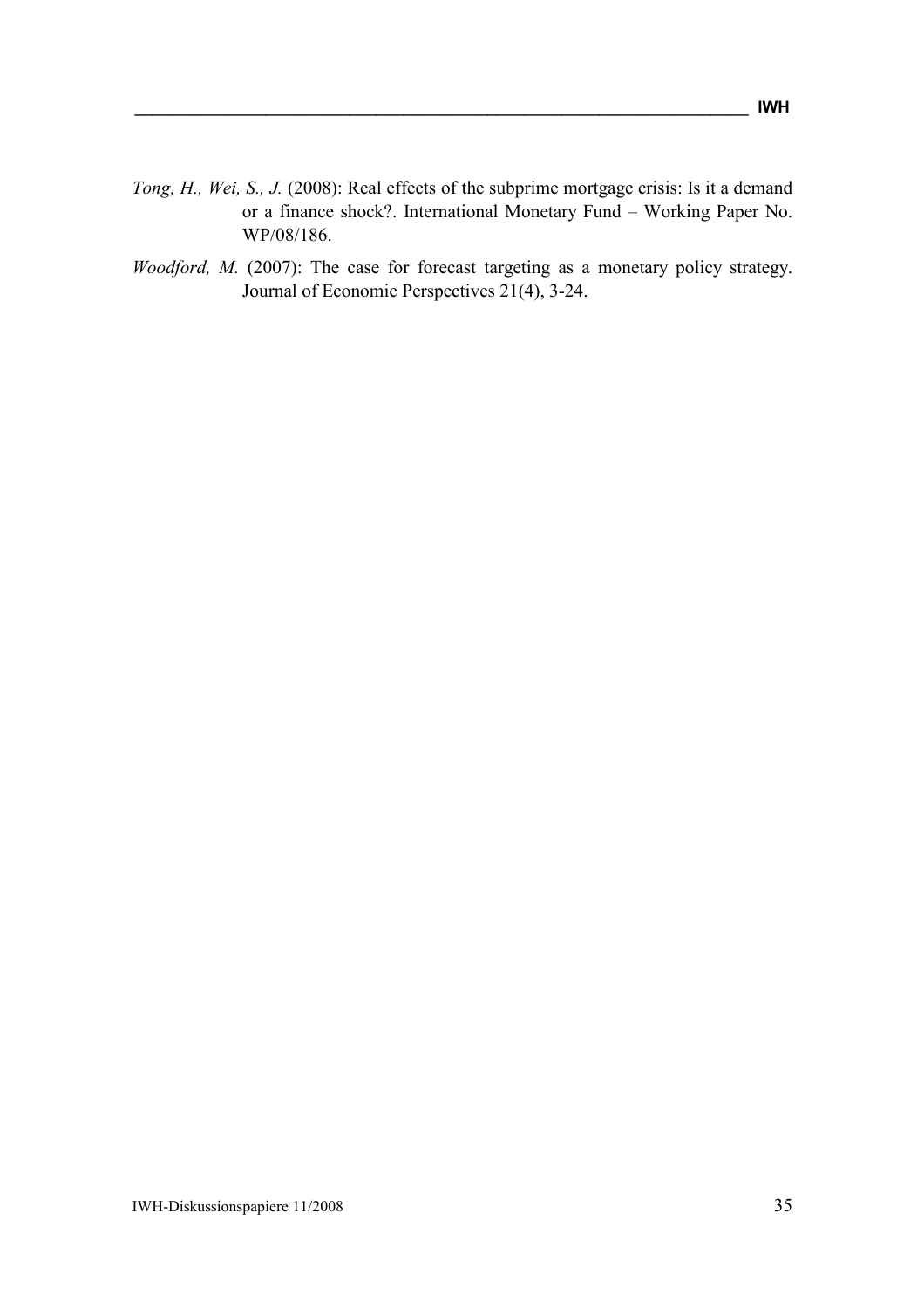*Tong, H., Wei, S., J.* (2008): Real effects of the subprime mortgage crisis: Is it a demand or a finance shock?. International Monetary Fund – Working Paper No. WP/08/186.

*Woodford, M.* (2007): The case for forecast targeting as a monetary policy strategy. Journal of Economic Perspectives 21(4), 3-24.